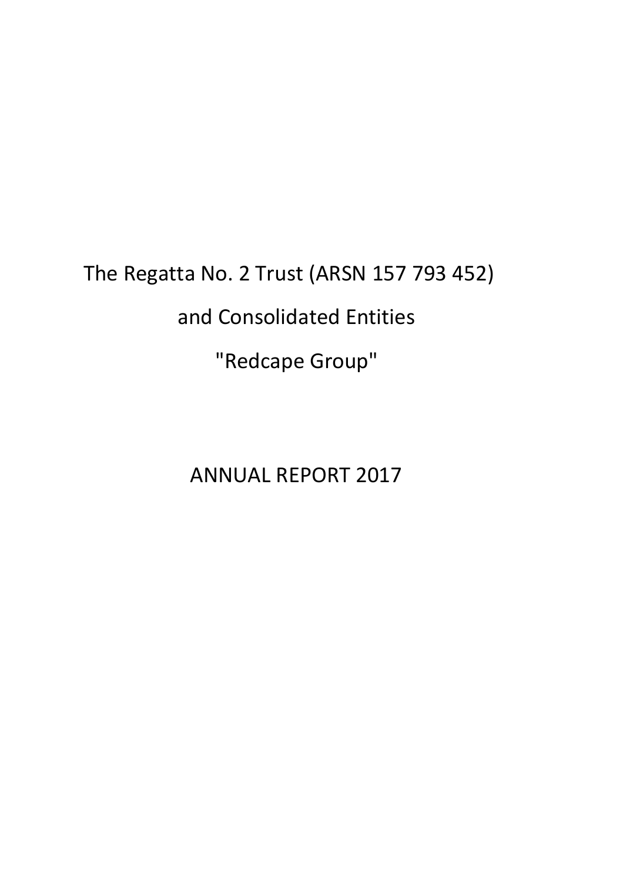# The Regatta No. 2 Trust (ARSN 157 793 452)

# and Consolidated Entities

# "Redcape Group"

# ANNUAL REPORT 2017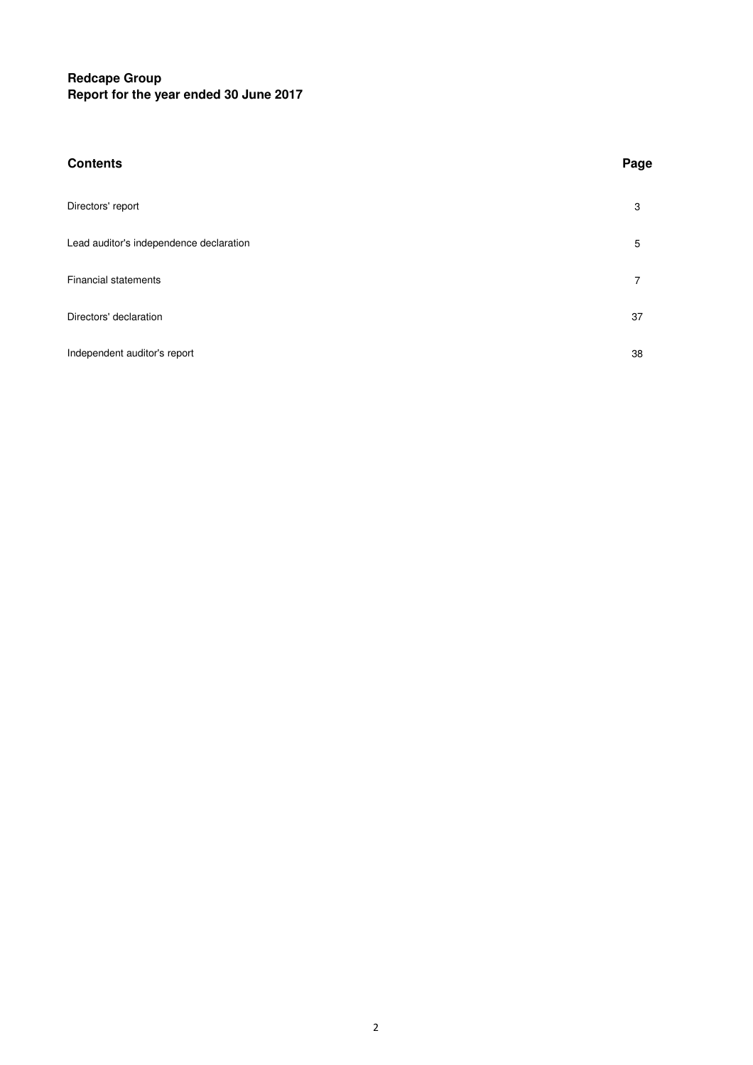**Redcape Group**
**Report for the year ended 30 June 2017**

| **Contents** | **Page** |
|---|---|
| Directors' report | 3 |
| Lead auditor's independence declaration | 5 |
| Financial statements | 7 |
| Directors' declaration | 37 |
| Independent auditor's report | 38 |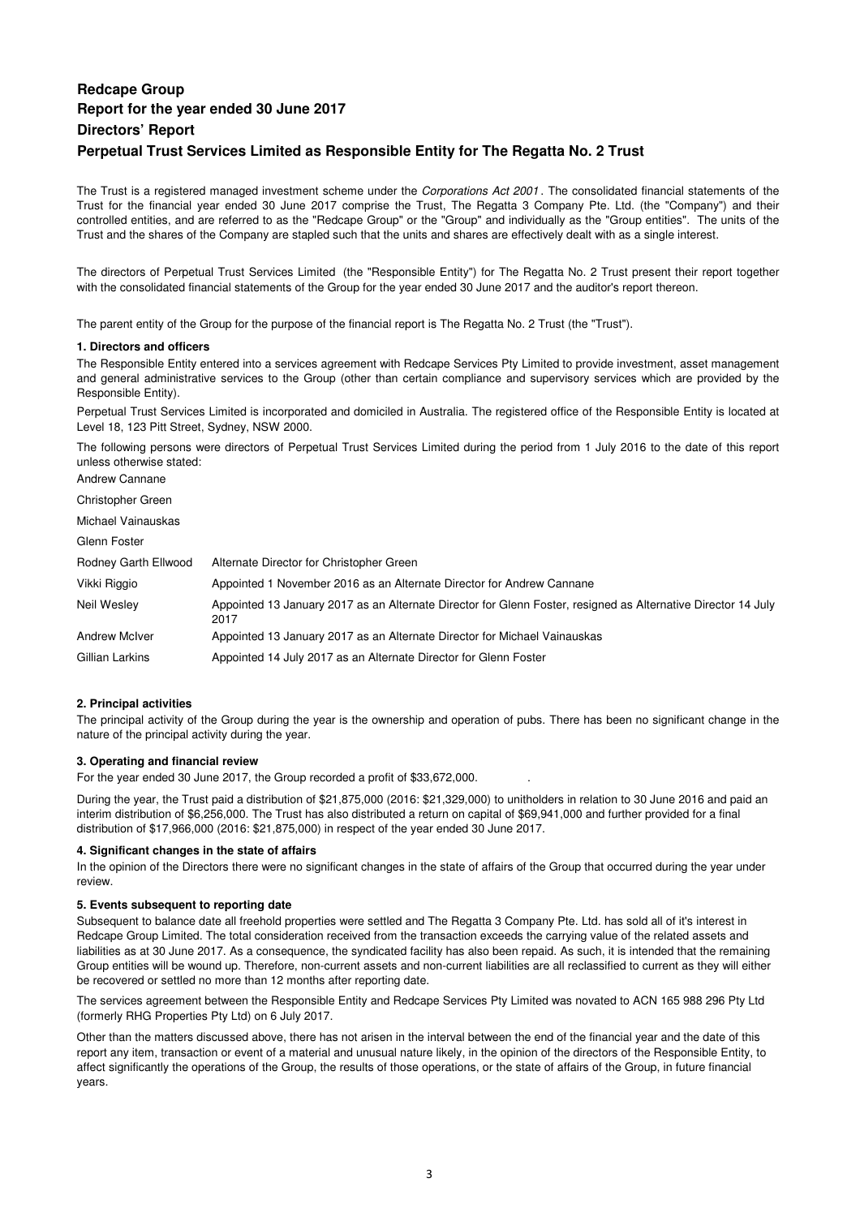# Redcape Group

## Report for the year ended 30 June 2017

## Directors' Report

## Perpetual Trust Services Limited as Responsible Entity for The Regatta No. 2 Trust

The Trust is a registered managed investment scheme under the *Corporations Act 2001*. The consolidated financial statements of the Trust for the financial year ended 30 June 2017 comprise the Trust, The Regatta 3 Company Pte. Ltd. (the "Company") and their controlled entities, and are referred to as the "Redcape Group" or the "Group" and individually as the "Group entities". The units of the Trust and the shares of the Company are stapled such that the units and shares are effectively dealt with as a single interest.

The directors of Perpetual Trust Services Limited (the "Responsible Entity") for The Regatta No. 2 Trust present their report together with the consolidated financial statements of the Group for the year ended 30 June 2017 and the auditor's report thereon.

The parent entity of the Group for the purpose of the financial report is The Regatta No. 2 Trust (the "Trust").

### 1. Directors and officers

The Responsible Entity entered into a services agreement with Redcape Services Pty Limited to provide investment, asset management and general administrative services to the Group (other than certain compliance and supervisory services which are provided by the Responsible Entity).

Perpetual Trust Services Limited is incorporated and domiciled in Australia. The registered office of the Responsible Entity is located at Level 18, 123 Pitt Street, Sydney, NSW 2000.

The following persons were directors of Perpetual Trust Services Limited during the period from 1 July 2016 to the date of this report unless otherwise stated:

| | |
|---|---|
| Andrew Cannane | |
| Christopher Green | |
| Michael Vainauskas | |
| Glenn Foster | |
| Rodney Garth Ellwood | Alternate Director for Christopher Green |
| Vikki Riggio | Appointed 1 November 2016 as an Alternate Director for Andrew Cannane |
| Neil Wesley | Appointed 13 January 2017 as an Alternate Director for Glenn Foster, resigned as Alternative Director 14 July 2017 |
| Andrew McIver | Appointed 13 January 2017 as an Alternate Director for Michael Vainauskas |
| Gillian Larkins | Appointed 14 July 2017 as an Alternate Director for Glenn Foster |

### 2. Principal activities

The principal activity of the Group during the year is the ownership and operation of pubs. There has been no significant change in the nature of the principal activity during the year.

### 3. Operating and financial review

For the year ended 30 June 2017, the Group recorded a profit of $33,672,000.

During the year, the Trust paid a distribution of $21,875,000 (2016: $21,329,000) to unitholders in relation to 30 June 2016 and paid an interim distribution of $6,256,000. The Trust has also distributed a return on capital of $69,941,000 and further provided for a final distribution of $17,966,000 (2016: $21,875,000) in respect of the year ended 30 June 2017.

### 4. Significant changes in the state of affairs

In the opinion of the Directors there were no significant changes in the state of affairs of the Group that occurred during the year under review.

### 5. Events subsequent to reporting date

Subsequent to balance date all freehold properties were settled and The Regatta 3 Company Pte. Ltd. has sold all of it's interest in Redcape Group Limited. The total consideration received from the transaction exceeds the carrying value of the related assets and liabilities as at 30 June 2017. As a consequence, the syndicated facility has also been repaid. As such, it is intended that the remaining Group entities will be wound up. Therefore, non-current assets and non-current liabilities are all reclassified to current as they will either be recovered or settled no more than 12 months after reporting date.

The services agreement between the Responsible Entity and Redcape Services Pty Limited was novated to ACN 165 988 296 Pty Ltd (formerly RHG Properties Pty Ltd) on 6 July 2017.

Other than the matters discussed above, there has not arisen in the interval between the end of the financial year and the date of this report any item, transaction or event of a material and unusual nature likely, in the opinion of the directors of the Responsible Entity, to affect significantly the operations of the Group, the results of those operations, or the state of affairs of the Group, in future financial years.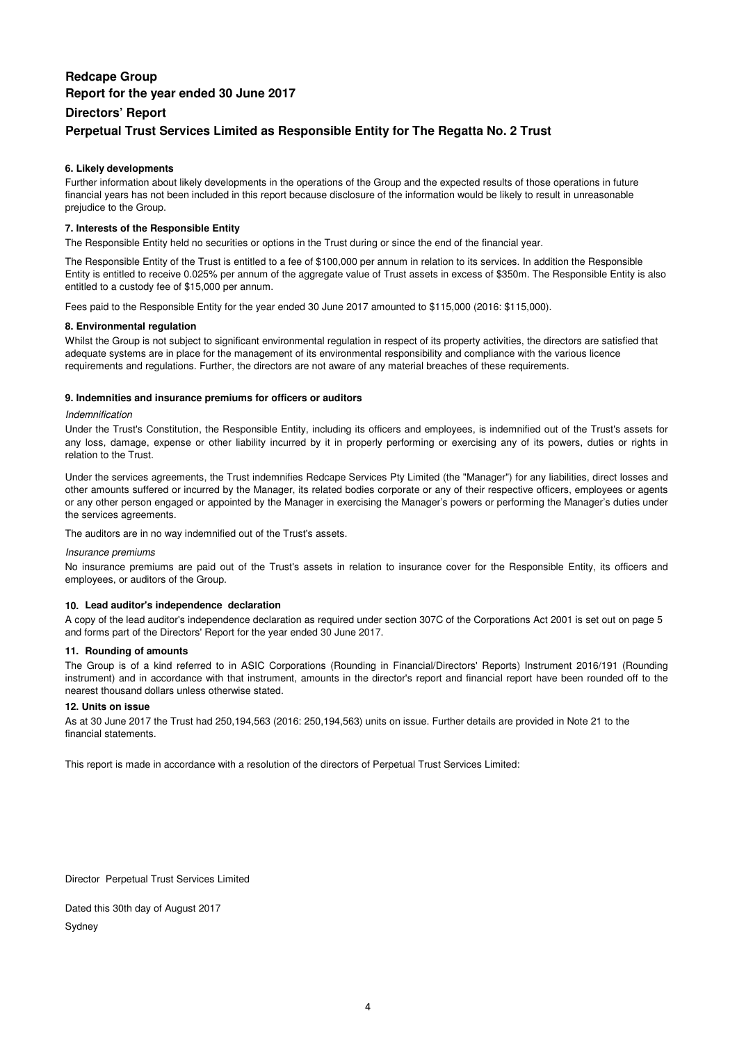# Redcape Group
## Report for the year ended 30 June 2017
## Directors' Report
## Perpetual Trust Services Limited as Responsible Entity for The Regatta No. 2 Trust

### 6. Likely developments

Further information about likely developments in the operations of the Group and the expected results of those operations in future financial years has not been included in this report because disclosure of the information would be likely to result in unreasonable prejudice to the Group.

### 7. Interests of the Responsible Entity

The Responsible Entity held no securities or options in the Trust during or since the end of the financial year.

The Responsible Entity of the Trust is entitled to a fee of $100,000 per annum in relation to its services. In addition the Responsible Entity is entitled to receive 0.025% per annum of the aggregate value of Trust assets in excess of $350m. The Responsible Entity is also entitled to a custody fee of $15,000 per annum.

Fees paid to the Responsible Entity for the year ended 30 June 2017 amounted to $115,000 (2016: $115,000).

### 8. Environmental regulation

Whilst the Group is not subject to significant environmental regulation in respect of its property activities, the directors are satisfied that adequate systems are in place for the management of its environmental responsibility and compliance with the various licence requirements and regulations. Further, the directors are not aware of any material breaches of these requirements.

### 9. Indemnities and insurance premiums for officers or auditors

*Indemnification*

Under the Trust's Constitution, the Responsible Entity, including its officers and employees, is indemnified out of the Trust's assets for any loss, damage, expense or other liability incurred by it in properly performing or exercising any of its powers, duties or rights in relation to the Trust.

Under the services agreements, the Trust indemnifies Redcape Services Pty Limited (the "Manager") for any liabilities, direct losses and other amounts suffered or incurred by the Manager, its related bodies corporate or any of their respective officers, employees or agents or any other person engaged or appointed by the Manager in exercising the Manager's powers or performing the Manager's duties under the services agreements.

The auditors are in no way indemnified out of the Trust's assets.

*Insurance premiums*

No insurance premiums are paid out of the Trust's assets in relation to insurance cover for the Responsible Entity, its officers and employees, or auditors of the Group.

### 10. Lead auditor's independence declaration

A copy of the lead auditor's independence declaration as required under section 307C of the Corporations Act 2001 is set out on page 5 and forms part of the Directors' Report for the year ended 30 June 2017.

### 11. Rounding of amounts

The Group is of a kind referred to in ASIC Corporations (Rounding in Financial/Directors' Reports) Instrument 2016/191 (Rounding instrument) and in accordance with that instrument, amounts in the director's report and financial report have been rounded off to the nearest thousand dollars unless otherwise stated.

### 12. Units on issue

As at 30 June 2017 the Trust had 250,194,563 (2016: 250,194,563) units on issue. Further details are provided in Note 21 to the financial statements.

This report is made in accordance with a resolution of the directors of Perpetual Trust Services Limited:

Director Perpetual Trust Services Limited

Dated this 30th day of August 2017

Sydney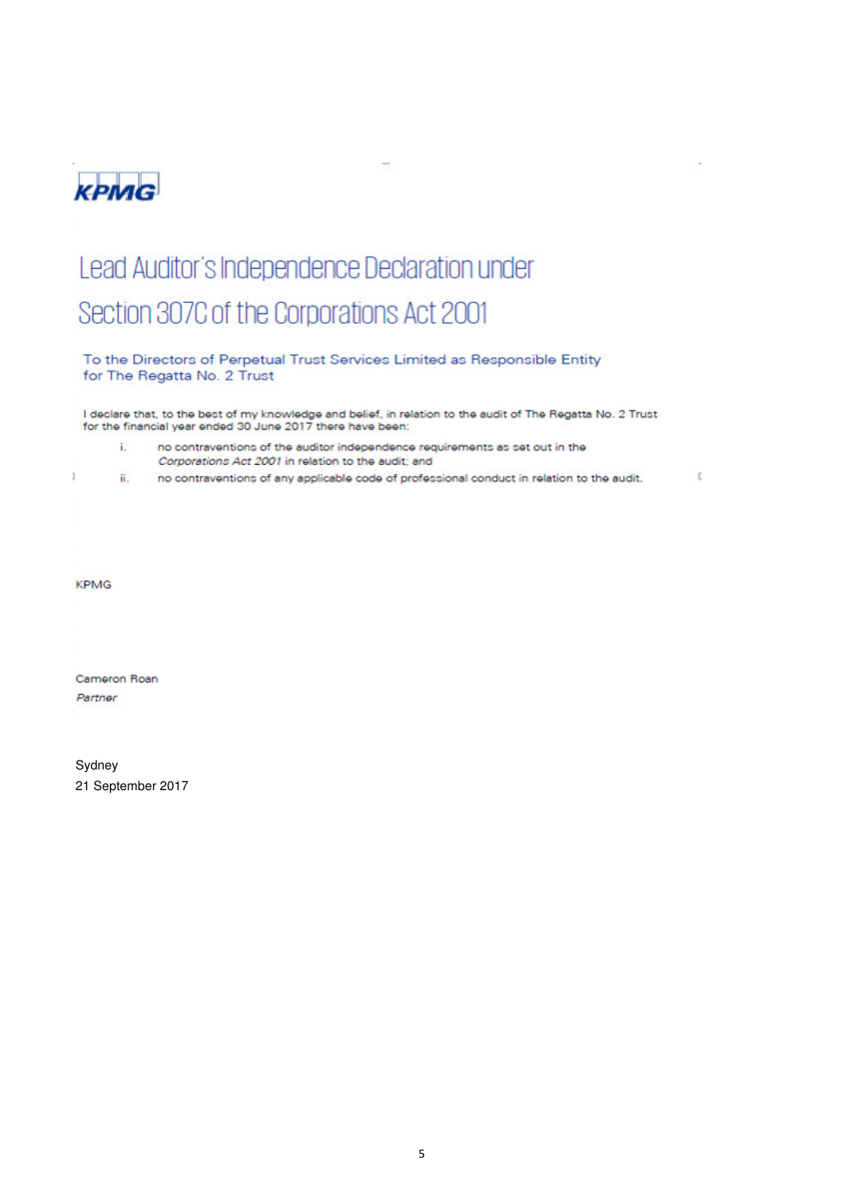KPMG

# Lead Auditor's Independence Declaration under Section 307C of the Corporations Act 2001

To the Directors of Perpetual Trust Services Limited as Responsible Entity for The Regatta No. 2 Trust

I declare that, to the best of my knowledge and belief, in relation to the audit of The Regatta No. 2 Trust for the financial year ended 30 June 2017 there have been:

i. no contraventions of the auditor independence requirements as set out in the *Corporations Act 2001* in relation to the audit; and

ii. no contraventions of any applicable code of professional conduct in relation to the audit.

KPMG

Cameron Roan
*Partner*

Sydney
21 September 2017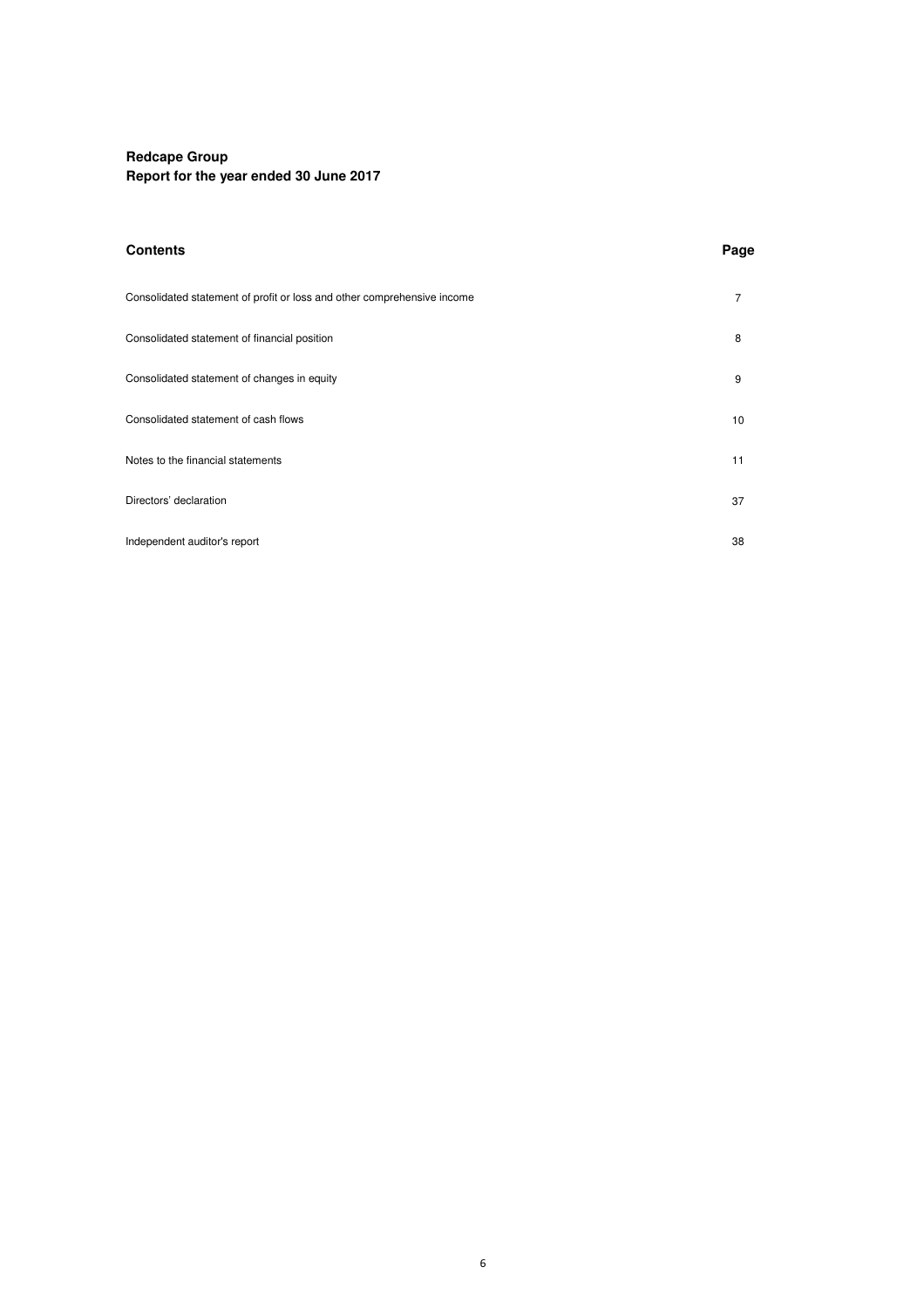**Redcape Group**
**Report for the year ended 30 June 2017**

| **Contents** | **Page** |
|---|---|
| Consolidated statement of profit or loss and other comprehensive income | 7 |
| Consolidated statement of financial position | 8 |
| Consolidated statement of changes in equity | 9 |
| Consolidated statement of cash flows | 10 |
| Notes to the financial statements | 11 |
| Directors' declaration | 37 |
| Independent auditor's report | 38 |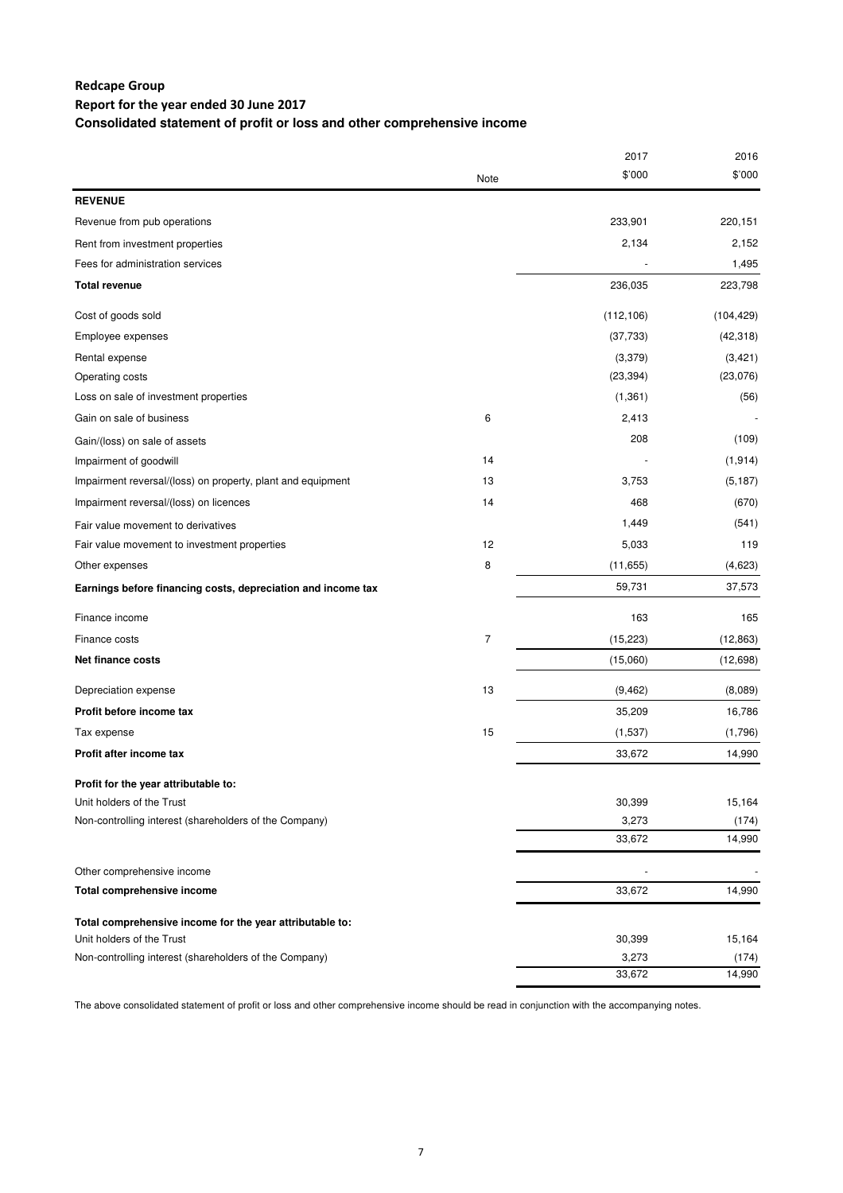# Redcape Group

## Report for the year ended 30 June 2017

## Consolidated statement of profit or loss and other comprehensive income

| | Note | 2017 $'000 | 2016 $'000 |
|---|---|---|---|
| **REVENUE** | | | |
| Revenue from pub operations | | 233,901 | 220,151 |
| Rent from investment properties | | 2,134 | 2,152 |
| Fees for administration services | | - | 1,495 |
| **Total revenue** | | 236,035 | 223,798 |
| Cost of goods sold | | (112,106) | (104,429) |
| Employee expenses | | (37,733) | (42,318) |
| Rental expense | | (3,379) | (3,421) |
| Operating costs | | (23,394) | (23,076) |
| Loss on sale of investment properties | | (1,361) | (56) |
| Gain on sale of business | 6 | 2,413 | - |
| Gain/(loss) on sale of assets | | 208 | (109) |
| Impairment of goodwill | 14 | - | (1,914) |
| Impairment reversal/(loss) on property, plant and equipment | 13 | 3,753 | (5,187) |
| Impairment reversal/(loss) on licences | 14 | 468 | (670) |
| Fair value movement to derivatives | | 1,449 | (541) |
| Fair value movement to investment properties | 12 | 5,033 | 119 |
| Other expenses | 8 | (11,655) | (4,623) |
| **Earnings before financing costs, depreciation and income tax** | | 59,731 | 37,573 |
| Finance income | | 163 | 165 |
| Finance costs | 7 | (15,223) | (12,863) |
| **Net finance costs** | | (15,060) | (12,698) |
| Depreciation expense | 13 | (9,462) | (8,089) |
| **Profit before income tax** | | 35,209 | 16,786 |
| Tax expense | 15 | (1,537) | (1,796) |
| **Profit after income tax** | | 33,672 | 14,990 |
| **Profit for the year attributable to:** | | | |
| Unit holders of the Trust | | 30,399 | 15,164 |
| Non-controlling interest (shareholders of the Company) | | 3,273 | (174) |
| | | 33,672 | 14,990 |
| Other comprehensive income | | - | - |
| **Total comprehensive income** | | 33,672 | 14,990 |
| **Total comprehensive income for the year attributable to:** | | | |
| Unit holders of the Trust | | 30,399 | 15,164 |
| Non-controlling interest (shareholders of the Company) | | 3,273 | (174) |
| | | 33,672 | 14,990 |

The above consolidated statement of profit or loss and other comprehensive income should be read in conjunction with the accompanying notes.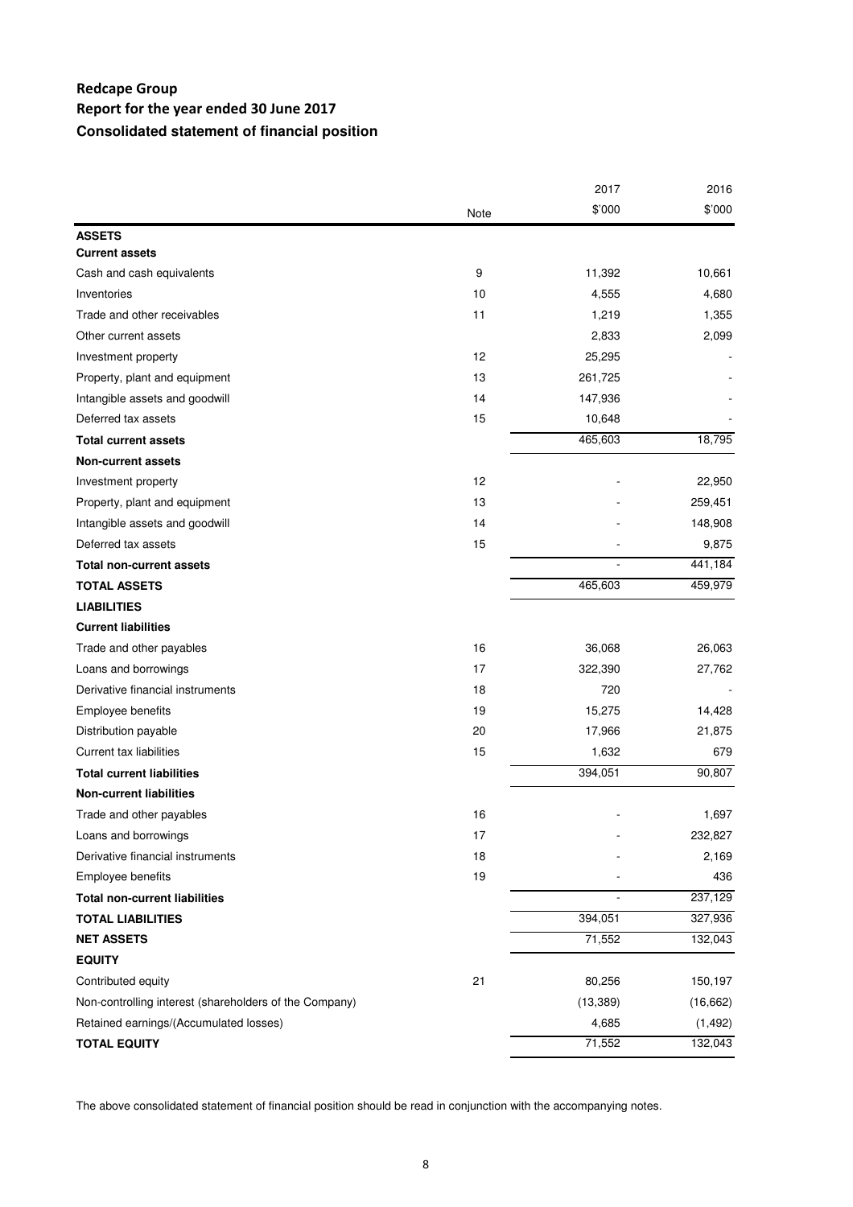# Redcape Group

## Report for the year ended 30 June 2017

### Consolidated statement of financial position

| | Note | 2017 $'000 | 2016 $'000 |
|---|---|---|---|
| **ASSETS** | | | |
| **Current assets** | | | |
| Cash and cash equivalents | 9 | 11,392 | 10,661 |
| Inventories | 10 | 4,555 | 4,680 |
| Trade and other receivables | 11 | 1,219 | 1,355 |
| Other current assets | | 2,833 | 2,099 |
| Investment property | 12 | 25,295 | - |
| Property, plant and equipment | 13 | 261,725 | - |
| Intangible assets and goodwill | 14 | 147,936 | - |
| Deferred tax assets | 15 | 10,648 | - |
| **Total current assets** | | 465,603 | 18,795 |
| **Non-current assets** | | | |
| Investment property | 12 | - | 22,950 |
| Property, plant and equipment | 13 | - | 259,451 |
| Intangible assets and goodwill | 14 | - | 148,908 |
| Deferred tax assets | 15 | - | 9,875 |
| **Total non-current assets** | | - | 441,184 |
| **TOTAL ASSETS** | | 465,603 | 459,979 |
| **LIABILITIES** | | | |
| **Current liabilities** | | | |
| Trade and other payables | 16 | 36,068 | 26,063 |
| Loans and borrowings | 17 | 322,390 | 27,762 |
| Derivative financial instruments | 18 | 720 | - |
| Employee benefits | 19 | 15,275 | 14,428 |
| Distribution payable | 20 | 17,966 | 21,875 |
| Current tax liabilities | 15 | 1,632 | 679 |
| **Total current liabilities** | | 394,051 | 90,807 |
| **Non-current liabilities** | | | |
| Trade and other payables | 16 | - | 1,697 |
| Loans and borrowings | 17 | - | 232,827 |
| Derivative financial instruments | 18 | - | 2,169 |
| Employee benefits | 19 | - | 436 |
| **Total non-current liabilities** | | - | 237,129 |
| **TOTAL LIABILITIES** | | 394,051 | 327,936 |
| **NET ASSETS** | | 71,552 | 132,043 |
| **EQUITY** | | | |
| Contributed equity | 21 | 80,256 | 150,197 |
| Non-controlling interest (shareholders of the Company) | | (13,389) | (16,662) |
| Retained earnings/(Accumulated losses) | | 4,685 | (1,492) |
| **TOTAL EQUITY** | | 71,552 | 132,043 |

The above consolidated statement of financial position should be read in conjunction with the accompanying notes.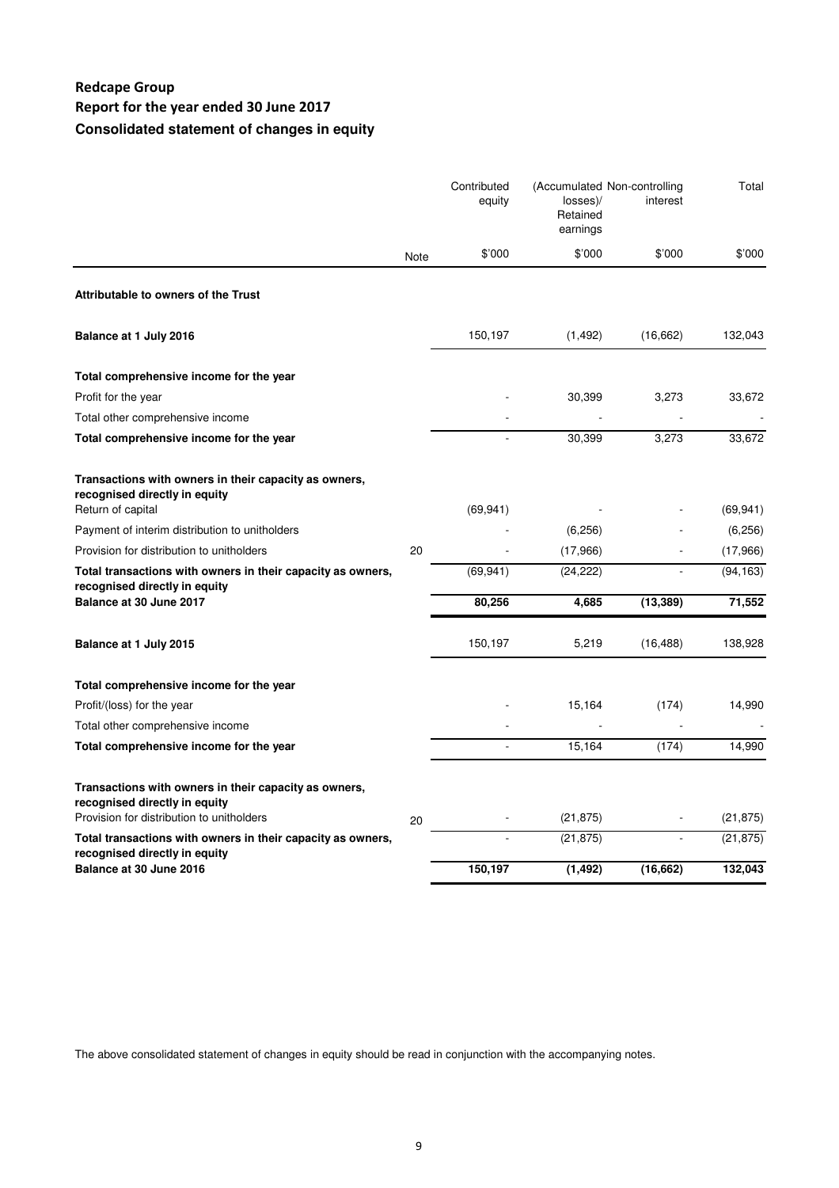# Redcape Group

## Report for the year ended 30 June 2017

### Consolidated statement of changes in equity

| | Note | Contributed equity | (Accumulated losses)/ Retained earnings | Non-controlling interest | Total |
|---|---|---|---|---|---|
| | | $'000 | $'000 | $'000 | $'000 |
| **Attributable to owners of the Trust** | | | | | |
| **Balance at 1 July 2016** | | 150,197 | (1,492) | (16,662) | 132,043 |
| **Total comprehensive income for the year** | | | | | |
| Profit for the year | | - | 30,399 | 3,273 | 33,672 |
| Total other comprehensive income | | - | - | - | - |
| **Total comprehensive income for the year** | | - | 30,399 | 3,273 | 33,672 |
| **Transactions with owners in their capacity as owners, recognised directly in equity** | | | | | |
| Return of capital | | (69,941) | - | - | (69,941) |
| Payment of interim distribution to unitholders | | - | (6,256) | - | (6,256) |
| Provision for distribution to unitholders | 20 | - | (17,966) | - | (17,966) |
| **Total transactions with owners in their capacity as owners, recognised directly in equity** | | (69,941) | (24,222) | - | (94,163) |
| **Balance at 30 June 2017** | | **80,256** | **4,685** | **(13,389)** | **71,552** |
| **Balance at 1 July 2015** | | 150,197 | 5,219 | (16,488) | 138,928 |
| **Total comprehensive income for the year** | | | | | |
| Profit/(loss) for the year | | - | 15,164 | (174) | 14,990 |
| Total other comprehensive income | | - | - | - | - |
| **Total comprehensive income for the year** | | - | 15,164 | (174) | 14,990 |
| **Transactions with owners in their capacity as owners, recognised directly in equity** | | | | | |
| Provision for distribution to unitholders | 20 | - | (21,875) | - | (21,875) |
| **Total transactions with owners in their capacity as owners, recognised directly in equity** | | - | (21,875) | - | (21,875) |
| **Balance at 30 June 2016** | | **150,197** | **(1,492)** | **(16,662)** | **132,043** |

The above consolidated statement of changes in equity should be read in conjunction with the accompanying notes.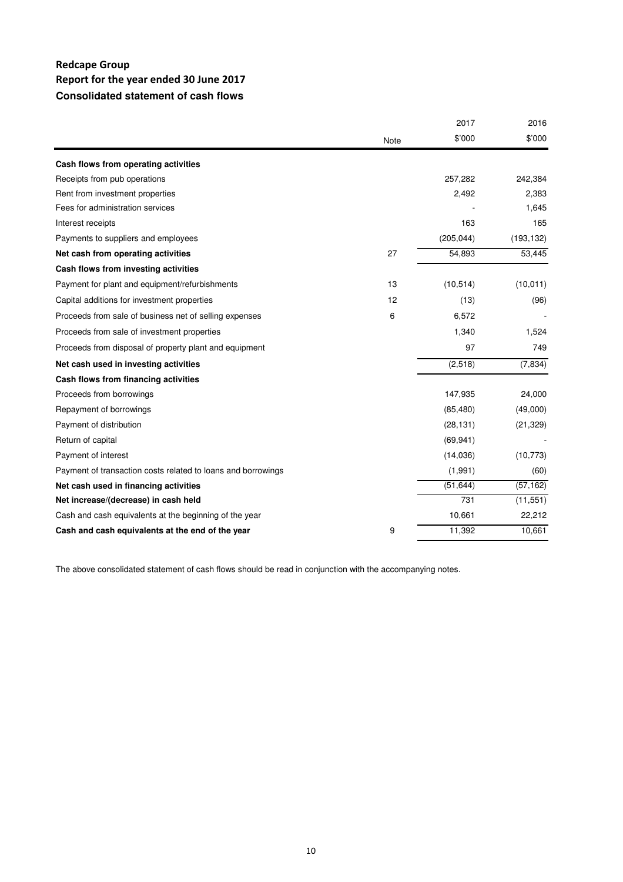# Redcape Group

## Report for the year ended 30 June 2017

### Consolidated statement of cash flows

| | Note | 2017<br>$'000 | 2016<br>$'000 |
|---|---|---|---|
| **Cash flows from operating activities** | | | |
| Receipts from pub operations | | 257,282 | 242,384 |
| Rent from investment properties | | 2,492 | 2,383 |
| Fees for administration services | | - | 1,645 |
| Interest receipts | | 163 | 165 |
| Payments to suppliers and employees | | (205,044) | (193,132) |
| **Net cash from operating activities** | 27 | 54,893 | 53,445 |
| **Cash flows from investing activities** | | | |
| Payment for plant and equipment/refurbishments | 13 | (10,514) | (10,011) |
| Capital additions for investment properties | 12 | (13) | (96) |
| Proceeds from sale of business net of selling expenses | 6 | 6,572 | - |
| Proceeds from sale of investment properties | | 1,340 | 1,524 |
| Proceeds from disposal of property plant and equipment | | 97 | 749 |
| **Net cash used in investing activities** | | (2,518) | (7,834) |
| **Cash flows from financing activities** | | | |
| Proceeds from borrowings | | 147,935 | 24,000 |
| Repayment of borrowings | | (85,480) | (49,000) |
| Payment of distribution | | (28,131) | (21,329) |
| Return of capital | | (69,941) | - |
| Payment of interest | | (14,036) | (10,773) |
| Payment of transaction costs related to loans and borrowings | | (1,991) | (60) |
| **Net cash used in financing activities** | | (51,644) | (57,162) |
| **Net increase/(decrease) in cash held** | | 731 | (11,551) |
| Cash and cash equivalents at the beginning of the year | | 10,661 | 22,212 |
| **Cash and cash equivalents at the end of the year** | 9 | 11,392 | 10,661 |

The above consolidated statement of cash flows should be read in conjunction with the accompanying notes.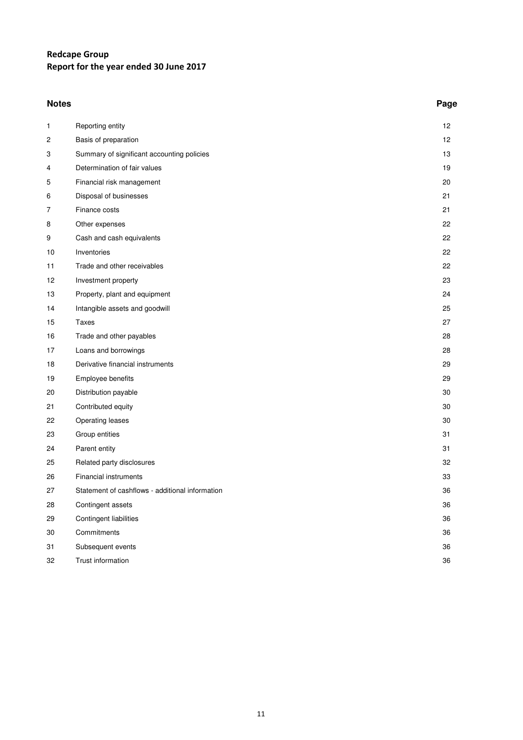**Redcape Group**
**Report for the year ended 30 June 2017**

| Notes | | Page |
|---|---|---|
| 1 | Reporting entity | 12 |
| 2 | Basis of preparation | 12 |
| 3 | Summary of significant accounting policies | 13 |
| 4 | Determination of fair values | 19 |
| 5 | Financial risk management | 20 |
| 6 | Disposal of businesses | 21 |
| 7 | Finance costs | 21 |
| 8 | Other expenses | 22 |
| 9 | Cash and cash equivalents | 22 |
| 10 | Inventories | 22 |
| 11 | Trade and other receivables | 22 |
| 12 | Investment property | 23 |
| 13 | Property, plant and equipment | 24 |
| 14 | Intangible assets and goodwill | 25 |
| 15 | Taxes | 27 |
| 16 | Trade and other payables | 28 |
| 17 | Loans and borrowings | 28 |
| 18 | Derivative financial instruments | 29 |
| 19 | Employee benefits | 29 |
| 20 | Distribution payable | 30 |
| 21 | Contributed equity | 30 |
| 22 | Operating leases | 30 |
| 23 | Group entities | 31 |
| 24 | Parent entity | 31 |
| 25 | Related party disclosures | 32 |
| 26 | Financial instruments | 33 |
| 27 | Statement of cashflows - additional information | 36 |
| 28 | Contingent assets | 36 |
| 29 | Contingent liabilities | 36 |
| 30 | Commitments | 36 |
| 31 | Subsequent events | 36 |
| 32 | Trust information | 36 |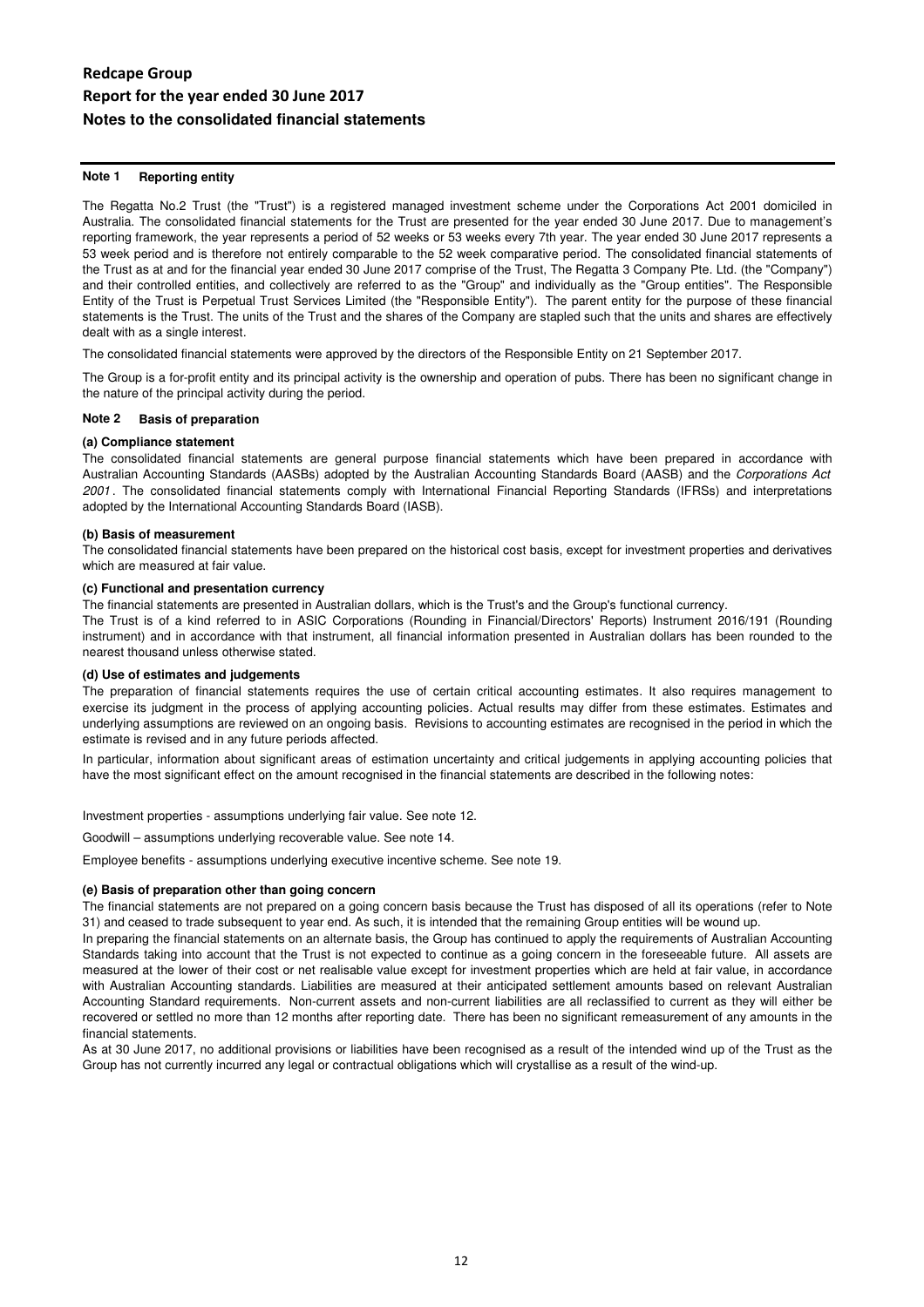# Redcape Group
## Report for the year ended 30 June 2017
### Notes to the consolidated financial statements

#### Note 1 Reporting entity

The Regatta No.2 Trust (the "Trust") is a registered managed investment scheme under the Corporations Act 2001 domiciled in Australia. The consolidated financial statements for the Trust are presented for the year ended 30 June 2017. Due to management's reporting framework, the year represents a period of 52 weeks or 53 weeks every 7th year. The year ended 30 June 2017 represents a 53 week period and is therefore not entirely comparable to the 52 week comparative period. The consolidated financial statements of the Trust as at and for the financial year ended 30 June 2017 comprise of the Trust, The Regatta 3 Company Pte. Ltd. (the "Company") and their controlled entities, and collectively are referred to as the "Group" and individually as the "Group entities". The Responsible Entity of the Trust is Perpetual Trust Services Limited (the "Responsible Entity"). The parent entity for the purpose of these financial statements is the Trust. The units of the Trust and the shares of the Company are stapled such that the units and shares are effectively dealt with as a single interest.

The consolidated financial statements were approved by the directors of the Responsible Entity on 21 September 2017.

The Group is a for-profit entity and its principal activity is the ownership and operation of pubs. There has been no significant change in the nature of the principal activity during the period.

#### Note 2 Basis of preparation

**(a) Compliance statement**

The consolidated financial statements are general purpose financial statements which have been prepared in accordance with Australian Accounting Standards (AASBs) adopted by the Australian Accounting Standards Board (AASB) and the *Corporations Act 2001*. The consolidated financial statements comply with International Financial Reporting Standards (IFRSs) and interpretations adopted by the International Accounting Standards Board (IASB).

**(b) Basis of measurement**

The consolidated financial statements have been prepared on the historical cost basis, except for investment properties and derivatives which are measured at fair value.

**(c) Functional and presentation currency**

The financial statements are presented in Australian dollars, which is the Trust's and the Group's functional currency.

The Trust is of a kind referred to in ASIC Corporations (Rounding in Financial/Directors' Reports) Instrument 2016/191 (Rounding instrument) and in accordance with that instrument, all financial information presented in Australian dollars has been rounded to the nearest thousand unless otherwise stated.

**(d) Use of estimates and judgements**

The preparation of financial statements requires the use of certain critical accounting estimates. It also requires management to exercise its judgment in the process of applying accounting policies. Actual results may differ from these estimates. Estimates and underlying assumptions are reviewed on an ongoing basis. Revisions to accounting estimates are recognised in the period in which the estimate is revised and in any future periods affected.

In particular, information about significant areas of estimation uncertainty and critical judgements in applying accounting policies that have the most significant effect on the amount recognised in the financial statements are described in the following notes:

Investment properties - assumptions underlying fair value. See note 12.

Goodwill – assumptions underlying recoverable value. See note 14.

Employee benefits - assumptions underlying executive incentive scheme. See note 19.

**(e) Basis of preparation other than going concern**

The financial statements are not prepared on a going concern basis because the Trust has disposed of all its operations (refer to Note 31) and ceased to trade subsequent to year end. As such, it is intended that the remaining Group entities will be wound up.

In preparing the financial statements on an alternate basis, the Group has continued to apply the requirements of Australian Accounting Standards taking into account that the Trust is not expected to continue as a going concern in the foreseeable future. All assets are measured at the lower of their cost or net realisable value except for investment properties which are held at fair value, in accordance with Australian Accounting standards. Liabilities are measured at their anticipated settlement amounts based on relevant Australian Accounting Standard requirements. Non-current assets and non-current liabilities are all reclassified to current as they will either be recovered or settled no more than 12 months after reporting date. There has been no significant remeasurement of any amounts in the financial statements.

As at 30 June 2017, no additional provisions or liabilities have been recognised as a result of the intended wind up of the Trust as the Group has not currently incurred any legal or contractual obligations which will crystallise as a result of the wind-up.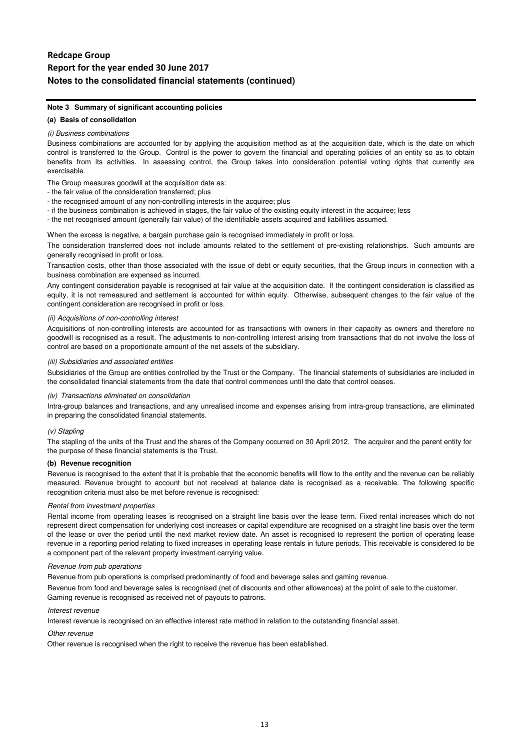## Note 3 Summary of significant accounting policies

### (a) Basis of consolidation

*(i) Business combinations*

Business combinations are accounted for by applying the acquisition method as at the acquisition date, which is the date on which control is transferred to the Group. Control is the power to govern the financial and operating policies of an entity so as to obtain benefits from its activities. In assessing control, the Group takes into consideration potential voting rights that currently are exercisable.

The Group measures goodwill at the acquisition date as:

- the fair value of the consideration transferred; plus
- the recognised amount of any non-controlling interests in the acquiree; plus
- if the business combination is achieved in stages, the fair value of the existing equity interest in the acquiree; less
- the net recognised amount (generally fair value) of the identifiable assets acquired and liabilities assumed.

When the excess is negative, a bargain purchase gain is recognised immediately in profit or loss.

The consideration transferred does not include amounts related to the settlement of pre-existing relationships. Such amounts are generally recognised in profit or loss.

Transaction costs, other than those associated with the issue of debt or equity securities, that the Group incurs in connection with a business combination are expensed as incurred.

Any contingent consideration payable is recognised at fair value at the acquisition date. If the contingent consideration is classified as equity, it is not remeasured and settlement is accounted for within equity. Otherwise, subsequent changes to the fair value of the contingent consideration are recognised in profit or loss.

*(ii) Acquisitions of non-controlling interest*

Acquisitions of non-controlling interests are accounted for as transactions with owners in their capacity as owners and therefore no goodwill is recognised as a result. The adjustments to non-controlling interest arising from transactions that do not involve the loss of control are based on a proportionate amount of the net assets of the subsidiary.

*(iii) Subsidiaries and associated entities*

Subsidiaries of the Group are entities controlled by the Trust or the Company. The financial statements of subsidiaries are included in the consolidated financial statements from the date that control commences until the date that control ceases.

*(iv) Transactions eliminated on consolidation*

Intra-group balances and transactions, and any unrealised income and expenses arising from intra-group transactions, are eliminated in preparing the consolidated financial statements.

*(v) Stapling*

The stapling of the units of the Trust and the shares of the Company occurred on 30 April 2012. The acquirer and the parent entity for the purpose of these financial statements is the Trust.

### (b) Revenue recognition

Revenue is recognised to the extent that it is probable that the economic benefits will flow to the entity and the revenue can be reliably measured. Revenue brought to account but not received at balance date is recognised as a receivable. The following specific recognition criteria must also be met before revenue is recognised:

*Rental from investment properties*

Rental income from operating leases is recognised on a straight line basis over the lease term. Fixed rental increases which do not represent direct compensation for underlying cost increases or capital expenditure are recognised on a straight line basis over the term of the lease or over the period until the next market review date. An asset is recognised to represent the portion of operating lease revenue in a reporting period relating to fixed increases in operating lease rentals in future periods. This receivable is considered to be a component part of the relevant property investment carrying value.

*Revenue from pub operations*

Revenue from pub operations is comprised predominantly of food and beverage sales and gaming revenue.

Revenue from food and beverage sales is recognised (net of discounts and other allowances) at the point of sale to the customer.
Gaming revenue is recognised as received net of payouts to patrons.

*Interest revenue*

Interest revenue is recognised on an effective interest rate method in relation to the outstanding financial asset.

*Other revenue*

Other revenue is recognised when the right to receive the revenue has been established.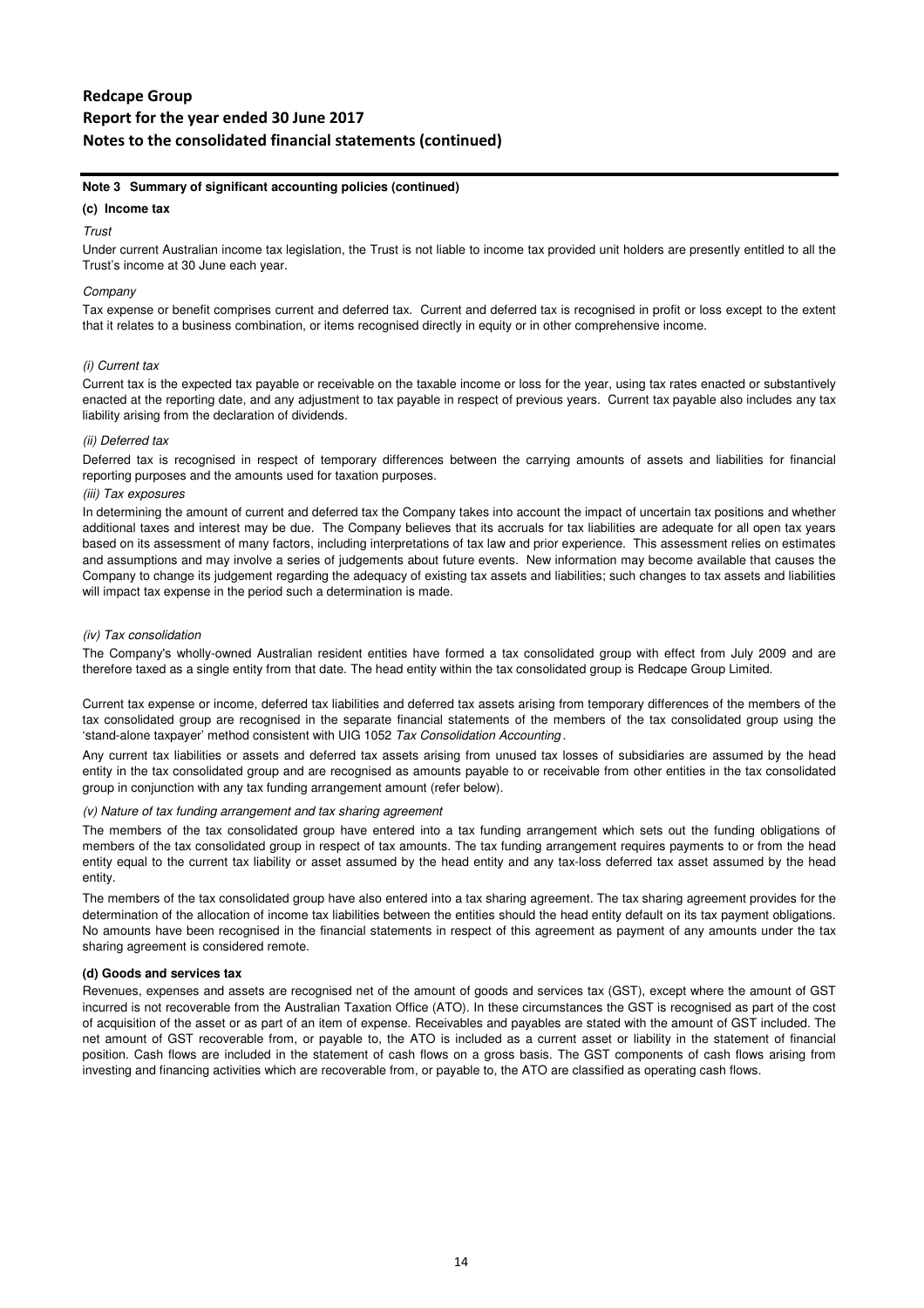# Redcape Group
## Report for the year ended 30 June 2017
## Notes to the consolidated financial statements (continued)

**Note 3 Summary of significant accounting policies (continued)**

**(c) Income tax**

*Trust*

Under current Australian income tax legislation, the Trust is not liable to income tax provided unit holders are presently entitled to all the Trust's income at 30 June each year.

*Company*

Tax expense or benefit comprises current and deferred tax. Current and deferred tax is recognised in profit or loss except to the extent that it relates to a business combination, or items recognised directly in equity or in other comprehensive income.

*(i) Current tax*

Current tax is the expected tax payable or receivable on the taxable income or loss for the year, using tax rates enacted or substantively enacted at the reporting date, and any adjustment to tax payable in respect of previous years. Current tax payable also includes any tax liability arising from the declaration of dividends.

*(ii) Deferred tax*

Deferred tax is recognised in respect of temporary differences between the carrying amounts of assets and liabilities for financial reporting purposes and the amounts used for taxation purposes.

*(iii) Tax exposures*

In determining the amount of current and deferred tax the Company takes into account the impact of uncertain tax positions and whether additional taxes and interest may be due. The Company believes that its accruals for tax liabilities are adequate for all open tax years based on its assessment of many factors, including interpretations of tax law and prior experience. This assessment relies on estimates and assumptions and may involve a series of judgements about future events. New information may become available that causes the Company to change its judgement regarding the adequacy of existing tax assets and liabilities; such changes to tax assets and liabilities will impact tax expense in the period such a determination is made.

*(iv) Tax consolidation*

The Company's wholly-owned Australian resident entities have formed a tax consolidated group with effect from July 2009 and are therefore taxed as a single entity from that date. The head entity within the tax consolidated group is Redcape Group Limited.

Current tax expense or income, deferred tax liabilities and deferred tax assets arising from temporary differences of the members of the tax consolidated group are recognised in the separate financial statements of the members of the tax consolidated group using the 'stand-alone taxpayer' method consistent with UIG 1052 *Tax Consolidation Accounting*.

Any current tax liabilities or assets and deferred tax assets arising from unused tax losses of subsidiaries are assumed by the head entity in the tax consolidated group and are recognised as amounts payable to or receivable from other entities in the tax consolidated group in conjunction with any tax funding arrangement amount (refer below).

*(v) Nature of tax funding arrangement and tax sharing agreement*

The members of the tax consolidated group have entered into a tax funding arrangement which sets out the funding obligations of members of the tax consolidated group in respect of tax amounts. The tax funding arrangement requires payments to or from the head entity equal to the current tax liability or asset assumed by the head entity and any tax-loss deferred tax asset assumed by the head entity.

The members of the tax consolidated group have also entered into a tax sharing agreement. The tax sharing agreement provides for the determination of the allocation of income tax liabilities between the entities should the head entity default on its tax payment obligations. No amounts have been recognised in the financial statements in respect of this agreement as payment of any amounts under the tax sharing agreement is considered remote.

**(d) Goods and services tax**

Revenues, expenses and assets are recognised net of the amount of goods and services tax (GST), except where the amount of GST incurred is not recoverable from the Australian Taxation Office (ATO). In these circumstances the GST is recognised as part of the cost of acquisition of the asset or as part of an item of expense. Receivables and payables are stated with the amount of GST included. The net amount of GST recoverable from, or payable to, the ATO is included as a current asset or liability in the statement of financial position. Cash flows are included in the statement of cash flows on a gross basis. The GST components of cash flows arising from investing and financing activities which are recoverable from, or payable to, the ATO are classified as operating cash flows.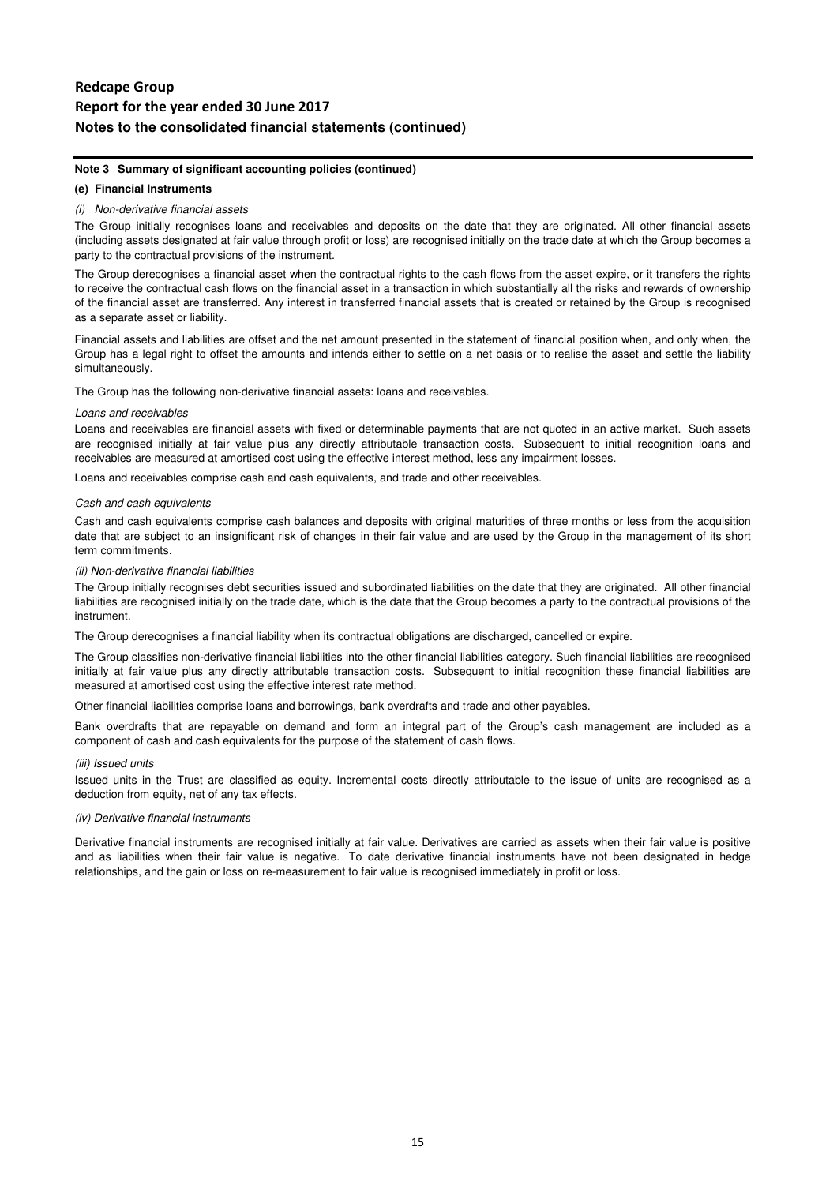**Note 3 Summary of significant accounting policies (continued)**

**(e) Financial Instruments**

*(i) Non-derivative financial assets*

The Group initially recognises loans and receivables and deposits on the date that they are originated. All other financial assets (including assets designated at fair value through profit or loss) are recognised initially on the trade date at which the Group becomes a party to the contractual provisions of the instrument.

The Group derecognises a financial asset when the contractual rights to the cash flows from the asset expire, or it transfers the rights to receive the contractual cash flows on the financial asset in a transaction in which substantially all the risks and rewards of ownership of the financial asset are transferred. Any interest in transferred financial assets that is created or retained by the Group is recognised as a separate asset or liability.

Financial assets and liabilities are offset and the net amount presented in the statement of financial position when, and only when, the Group has a legal right to offset the amounts and intends either to settle on a net basis or to realise the asset and settle the liability simultaneously.

The Group has the following non-derivative financial assets: loans and receivables.

*Loans and receivables*

Loans and receivables are financial assets with fixed or determinable payments that are not quoted in an active market. Such assets are recognised initially at fair value plus any directly attributable transaction costs. Subsequent to initial recognition loans and receivables are measured at amortised cost using the effective interest method, less any impairment losses.

Loans and receivables comprise cash and cash equivalents, and trade and other receivables.

*Cash and cash equivalents*

Cash and cash equivalents comprise cash balances and deposits with original maturities of three months or less from the acquisition date that are subject to an insignificant risk of changes in their fair value and are used by the Group in the management of its short term commitments.

*(ii) Non-derivative financial liabilities*

The Group initially recognises debt securities issued and subordinated liabilities on the date that they are originated. All other financial liabilities are recognised initially on the trade date, which is the date that the Group becomes a party to the contractual provisions of the instrument.

The Group derecognises a financial liability when its contractual obligations are discharged, cancelled or expire.

The Group classifies non-derivative financial liabilities into the other financial liabilities category. Such financial liabilities are recognised initially at fair value plus any directly attributable transaction costs. Subsequent to initial recognition these financial liabilities are measured at amortised cost using the effective interest rate method.

Other financial liabilities comprise loans and borrowings, bank overdrafts and trade and other payables.

Bank overdrafts that are repayable on demand and form an integral part of the Group's cash management are included as a component of cash and cash equivalents for the purpose of the statement of cash flows.

*(iii) Issued units*

Issued units in the Trust are classified as equity. Incremental costs directly attributable to the issue of units are recognised as a deduction from equity, net of any tax effects.

*(iv) Derivative financial instruments*

Derivative financial instruments are recognised initially at fair value. Derivatives are carried as assets when their fair value is positive and as liabilities when their fair value is negative. To date derivative financial instruments have not been designated in hedge relationships, and the gain or loss on re-measurement to fair value is recognised immediately in profit or loss.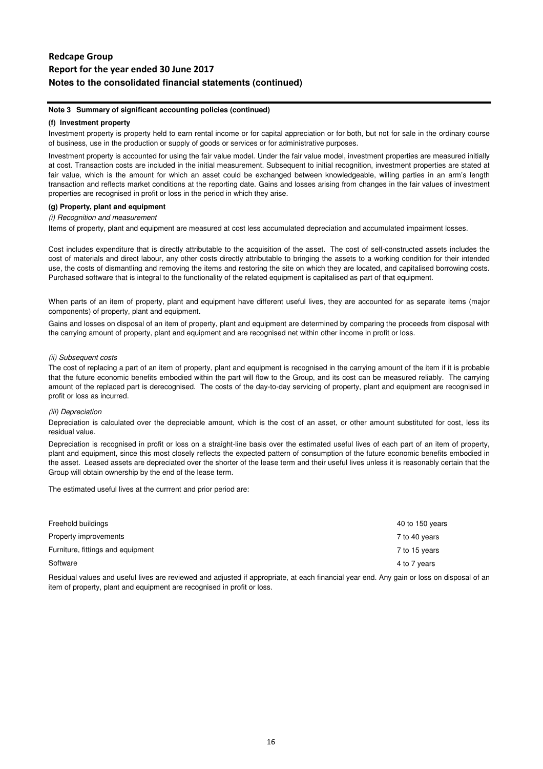**Note 3 Summary of significant accounting policies (continued)**

**(f) Investment property**

Investment property is property held to earn rental income or for capital appreciation or for both, but not for sale in the ordinary course of business, use in the production or supply of goods or services or for administrative purposes.

Investment property is accounted for using the fair value model. Under the fair value model, investment properties are measured initially at cost. Transaction costs are included in the initial measurement. Subsequent to initial recognition, investment properties are stated at fair value, which is the amount for which an asset could be exchanged between knowledgeable, willing parties in an arm's length transaction and reflects market conditions at the reporting date. Gains and losses arising from changes in the fair values of investment properties are recognised in profit or loss in the period in which they arise.

**(g) Property, plant and equipment**

*(i) Recognition and measurement*

Items of property, plant and equipment are measured at cost less accumulated depreciation and accumulated impairment losses.

Cost includes expenditure that is directly attributable to the acquisition of the asset. The cost of self-constructed assets includes the cost of materials and direct labour, any other costs directly attributable to bringing the assets to a working condition for their intended use, the costs of dismantling and removing the items and restoring the site on which they are located, and capitalised borrowing costs. Purchased software that is integral to the functionality of the related equipment is capitalised as part of that equipment.

When parts of an item of property, plant and equipment have different useful lives, they are accounted for as separate items (major components) of property, plant and equipment.

Gains and losses on disposal of an item of property, plant and equipment are determined by comparing the proceeds from disposal with the carrying amount of property, plant and equipment and are recognised net within other income in profit or loss.

*(ii) Subsequent costs*

The cost of replacing a part of an item of property, plant and equipment is recognised in the carrying amount of the item if it is probable that the future economic benefits embodied within the part will flow to the Group, and its cost can be measured reliably. The carrying amount of the replaced part is derecognised. The costs of the day-to-day servicing of property, plant and equipment are recognised in profit or loss as incurred.

*(iii) Depreciation*

Depreciation is calculated over the depreciable amount, which is the cost of an asset, or other amount substituted for cost, less its residual value.

Depreciation is recognised in profit or loss on a straight-line basis over the estimated useful lives of each part of an item of property, plant and equipment, since this most closely reflects the expected pattern of consumption of the future economic benefits embodied in the asset. Leased assets are depreciated over the shorter of the lease term and their useful lives unless it is reasonably certain that the Group will obtain ownership by the end of the lease term.

The estimated useful lives at the currrent and prior period are:

| | |
|---|---|
| Freehold buildings | 40 to 150 years |
| Property improvements | 7 to 40 years |
| Furniture, fittings and equipment | 7 to 15 years |
| Software | 4 to 7 years |

Residual values and useful lives are reviewed and adjusted if appropriate, at each financial year end. Any gain or loss on disposal of an item of property, plant and equipment are recognised in profit or loss.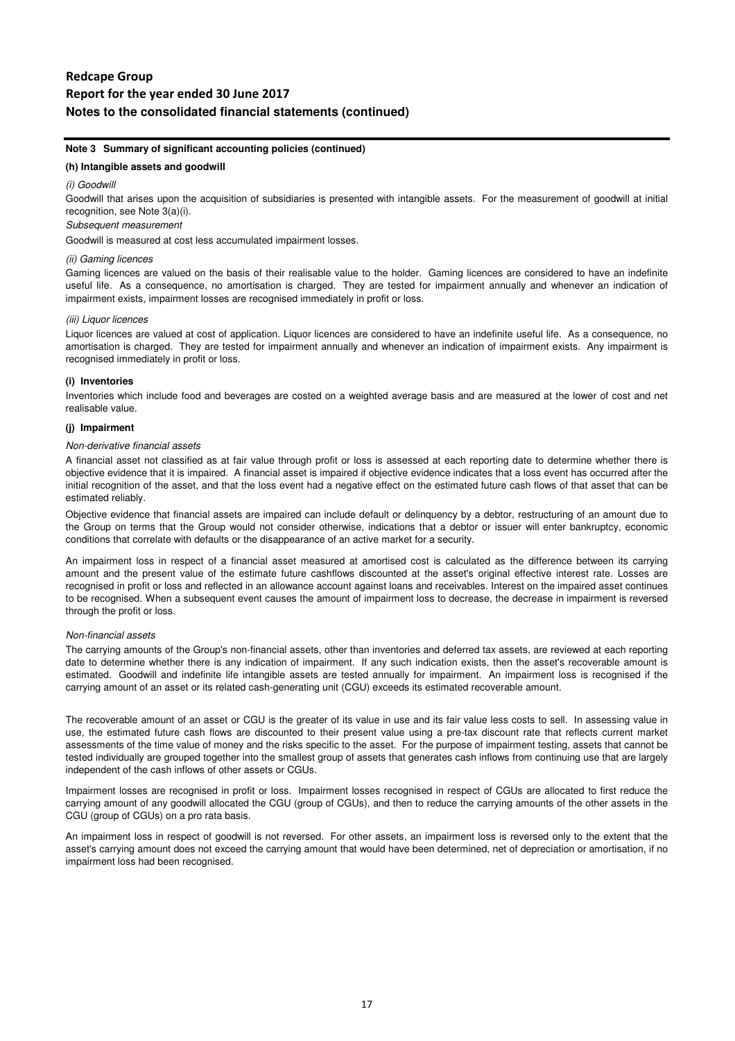**Note 3 Summary of significant accounting policies (continued)**

**(h) Intangible assets and goodwill**

*(i) Goodwill*

Goodwill that arises upon the acquisition of subsidiaries is presented with intangible assets. For the measurement of goodwill at initial recognition, see Note 3(a)(i).

*Subsequent measurement*

Goodwill is measured at cost less accumulated impairment losses.

*(ii) Gaming licences*

Gaming licences are valued on the basis of their realisable value to the holder. Gaming licences are considered to have an indefinite useful life. As a consequence, no amortisation is charged. They are tested for impairment annually and whenever an indication of impairment exists, impairment losses are recognised immediately in profit or loss.

*(iii) Liquor licences*

Liquor licences are valued at cost of application. Liquor licences are considered to have an indefinite useful life. As a consequence, no amortisation is charged. They are tested for impairment annually and whenever an indication of impairment exists. Any impairment is recognised immediately in profit or loss.

**(i) Inventories**

Inventories which include food and beverages are costed on a weighted average basis and are measured at the lower of cost and net realisable value.

**(j) Impairment**

*Non-derivative financial assets*

A financial asset not classified as at fair value through profit or loss is assessed at each reporting date to determine whether there is objective evidence that it is impaired. A financial asset is impaired if objective evidence indicates that a loss event has occurred after the initial recognition of the asset, and that the loss event had a negative effect on the estimated future cash flows of that asset that can be estimated reliably.

Objective evidence that financial assets are impaired can include default or delinquency by a debtor, restructuring of an amount due to the Group on terms that the Group would not consider otherwise, indications that a debtor or issuer will enter bankruptcy, economic conditions that correlate with defaults or the disappearance of an active market for a security.

An impairment loss in respect of a financial asset measured at amortised cost is calculated as the difference between its carrying amount and the present value of the estimate future cashflows discounted at the asset's original effective interest rate. Losses are recognised in profit or loss and reflected in an allowance account against loans and receivables. Interest on the impaired asset continues to be recognised. When a subsequent event causes the amount of impairment loss to decrease, the decrease in impairment is reversed through the profit or loss.

*Non-financial assets*

The carrying amounts of the Group's non-financial assets, other than inventories and deferred tax assets, are reviewed at each reporting date to determine whether there is any indication of impairment. If any such indication exists, then the asset's recoverable amount is estimated. Goodwill and indefinite life intangible assets are tested annually for impairment. An impairment loss is recognised if the carrying amount of an asset or its related cash-generating unit (CGU) exceeds its estimated recoverable amount.

The recoverable amount of an asset or CGU is the greater of its value in use and its fair value less costs to sell. In assessing value in use, the estimated future cash flows are discounted to their present value using a pre-tax discount rate that reflects current market assessments of the time value of money and the risks specific to the asset. For the purpose of impairment testing, assets that cannot be tested individually are grouped together into the smallest group of assets that generates cash inflows from continuing use that are largely independent of the cash inflows of other assets or CGUs.

Impairment losses are recognised in profit or loss. Impairment losses recognised in respect of CGUs are allocated to first reduce the carrying amount of any goodwill allocated the CGU (group of CGUs), and then to reduce the carrying amounts of the other assets in the CGU (group of CGUs) on a pro rata basis.

An impairment loss in respect of goodwill is not reversed. For other assets, an impairment loss is reversed only to the extent that the asset's carrying amount does not exceed the carrying amount that would have been determined, net of depreciation or amortisation, if no impairment loss had been recognised.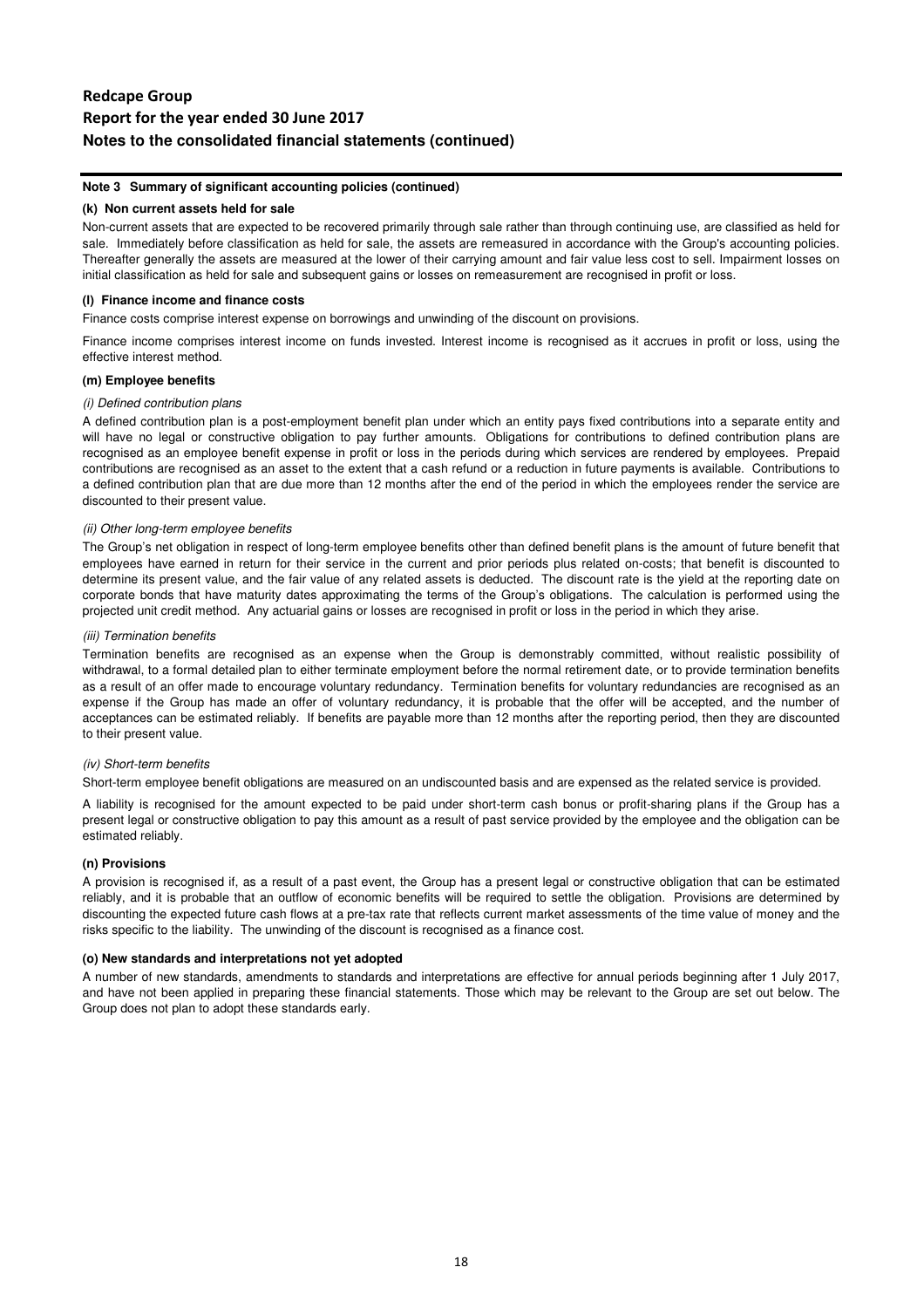## Note 3 Summary of significant accounting policies (continued)

### (k) Non current assets held for sale

Non-current assets that are expected to be recovered primarily through sale rather than through continuing use, are classified as held for sale. Immediately before classification as held for sale, the assets are remeasured in accordance with the Group's accounting policies. Thereafter generally the assets are measured at the lower of their carrying amount and fair value less cost to sell. Impairment losses on initial classification as held for sale and subsequent gains or losses on remeasurement are recognised in profit or loss.

### (l) Finance income and finance costs

Finance costs comprise interest expense on borrowings and unwinding of the discount on provisions.

Finance income comprises interest income on funds invested. Interest income is recognised as it accrues in profit or loss, using the effective interest method.

### (m) Employee benefits

*(i) Defined contribution plans*

A defined contribution plan is a post-employment benefit plan under which an entity pays fixed contributions into a separate entity and will have no legal or constructive obligation to pay further amounts. Obligations for contributions to defined contribution plans are recognised as an employee benefit expense in profit or loss in the periods during which services are rendered by employees. Prepaid contributions are recognised as an asset to the extent that a cash refund or a reduction in future payments is available. Contributions to a defined contribution plan that are due more than 12 months after the end of the period in which the employees render the service are discounted to their present value.

*(ii) Other long-term employee benefits*

The Group's net obligation in respect of long-term employee benefits other than defined benefit plans is the amount of future benefit that employees have earned in return for their service in the current and prior periods plus related on-costs; that benefit is discounted to determine its present value, and the fair value of any related assets is deducted. The discount rate is the yield at the reporting date on corporate bonds that have maturity dates approximating the terms of the Group's obligations. The calculation is performed using the projected unit credit method. Any actuarial gains or losses are recognised in profit or loss in the period in which they arise.

*(iii) Termination benefits*

Termination benefits are recognised as an expense when the Group is demonstrably committed, without realistic possibility of withdrawal, to a formal detailed plan to either terminate employment before the normal retirement date, or to provide termination benefits as a result of an offer made to encourage voluntary redundancy. Termination benefits for voluntary redundancies are recognised as an expense if the Group has made an offer of voluntary redundancy, it is probable that the offer will be accepted, and the number of acceptances can be estimated reliably. If benefits are payable more than 12 months after the reporting period, then they are discounted to their present value.

*(iv) Short-term benefits*

Short-term employee benefit obligations are measured on an undiscounted basis and are expensed as the related service is provided.

A liability is recognised for the amount expected to be paid under short-term cash bonus or profit-sharing plans if the Group has a present legal or constructive obligation to pay this amount as a result of past service provided by the employee and the obligation can be estimated reliably.

### (n) Provisions

A provision is recognised if, as a result of a past event, the Group has a present legal or constructive obligation that can be estimated reliably, and it is probable that an outflow of economic benefits will be required to settle the obligation. Provisions are determined by discounting the expected future cash flows at a pre-tax rate that reflects current market assessments of the time value of money and the risks specific to the liability. The unwinding of the discount is recognised as a finance cost.

### (o) New standards and interpretations not yet adopted

A number of new standards, amendments to standards and interpretations are effective for annual periods beginning after 1 July 2017, and have not been applied in preparing these financial statements. Those which may be relevant to the Group are set out below. The Group does not plan to adopt these standards early.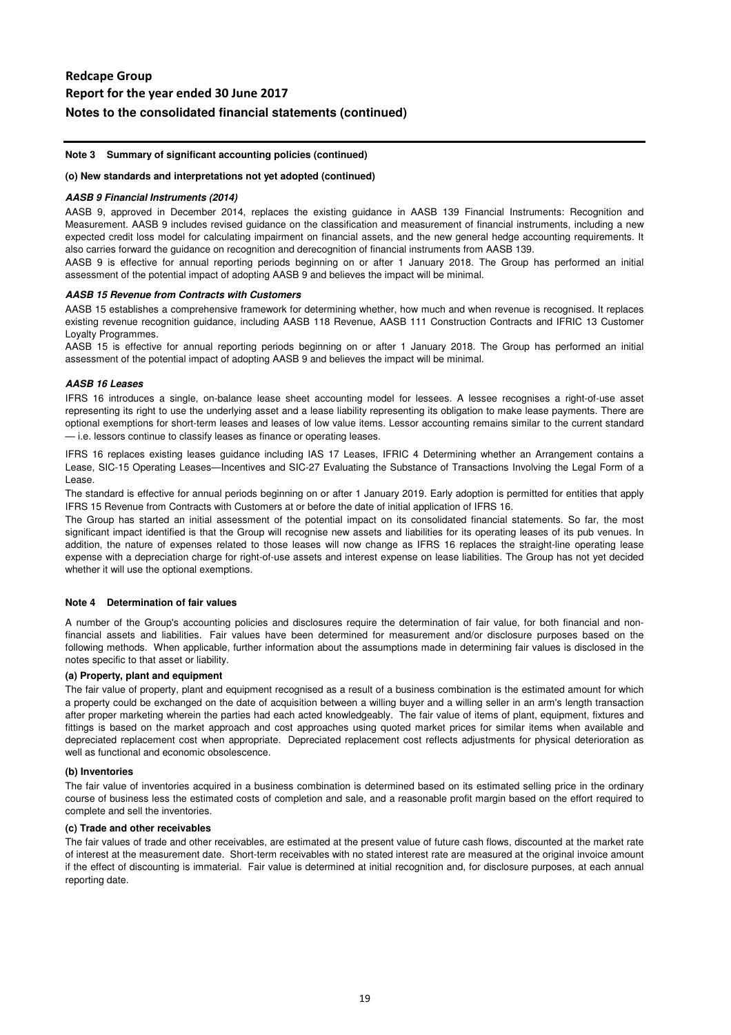# Redcape Group

## Report for the year ended 30 June 2017

## Notes to the consolidated financial statements (continued)

**Note 3 Summary of significant accounting policies (continued)**

**(o) New standards and interpretations not yet adopted (continued)**

***AASB 9 Financial Instruments (2014)***

AASB 9, approved in December 2014, replaces the existing guidance in AASB 139 Financial Instruments: Recognition and Measurement. AASB 9 includes revised guidance on the classification and measurement of financial instruments, including a new expected credit loss model for calculating impairment on financial assets, and the new general hedge accounting requirements. It also carries forward the guidance on recognition and derecognition of financial instruments from AASB 139.

AASB 9 is effective for annual reporting periods beginning on or after 1 January 2018. The Group has performed an initial assessment of the potential impact of adopting AASB 9 and believes the impact will be minimal.

***AASB 15 Revenue from Contracts with Customers***

AASB 15 establishes a comprehensive framework for determining whether, how much and when revenue is recognised. It replaces existing revenue recognition guidance, including AASB 118 Revenue, AASB 111 Construction Contracts and IFRIC 13 Customer Loyalty Programmes.

AASB 15 is effective for annual reporting periods beginning on or after 1 January 2018. The Group has performed an initial assessment of the potential impact of adopting AASB 9 and believes the impact will be minimal.

***AASB 16 Leases***

IFRS 16 introduces a single, on-balance lease sheet accounting model for lessees. A lessee recognises a right-of-use asset representing its right to use the underlying asset and a lease liability representing its obligation to make lease payments. There are optional exemptions for short-term leases and leases of low value items. Lessor accounting remains similar to the current standard — i.e. lessors continue to classify leases as finance or operating leases.

IFRS 16 replaces existing leases guidance including IAS 17 Leases, IFRIC 4 Determining whether an Arrangement contains a Lease, SIC-15 Operating Leases—Incentives and SIC-27 Evaluating the Substance of Transactions Involving the Legal Form of a Lease.

The standard is effective for annual periods beginning on or after 1 January 2019. Early adoption is permitted for entities that apply IFRS 15 Revenue from Contracts with Customers at or before the date of initial application of IFRS 16.

The Group has started an initial assessment of the potential impact on its consolidated financial statements. So far, the most significant impact identified is that the Group will recognise new assets and liabilities for its operating leases of its pub venues. In addition, the nature of expenses related to those leases will now change as IFRS 16 replaces the straight-line operating lease expense with a depreciation charge for right-of-use assets and interest expense on lease liabilities. The Group has not yet decided whether it will use the optional exemptions.

**Note 4 Determination of fair values**

A number of the Group's accounting policies and disclosures require the determination of fair value, for both financial and non-financial assets and liabilities. Fair values have been determined for measurement and/or disclosure purposes based on the following methods. When applicable, further information about the assumptions made in determining fair values is disclosed in the notes specific to that asset or liability.

**(a) Property, plant and equipment**

The fair value of property, plant and equipment recognised as a result of a business combination is the estimated amount for which a property could be exchanged on the date of acquisition between a willing buyer and a willing seller in an arm's length transaction after proper marketing wherein the parties had each acted knowledgeably. The fair value of items of plant, equipment, fixtures and fittings is based on the market approach and cost approaches using quoted market prices for similar items when available and depreciated replacement cost when appropriate. Depreciated replacement cost reflects adjustments for physical deterioration as well as functional and economic obsolescence.

**(b) Inventories**

The fair value of inventories acquired in a business combination is determined based on its estimated selling price in the ordinary course of business less the estimated costs of completion and sale, and a reasonable profit margin based on the effort required to complete and sell the inventories.

**(c) Trade and other receivables**

The fair values of trade and other receivables, are estimated at the present value of future cash flows, discounted at the market rate of interest at the measurement date. Short-term receivables with no stated interest rate are measured at the original invoice amount if the effect of discounting is immaterial. Fair value is determined at initial recognition and, for disclosure purposes, at each annual reporting date.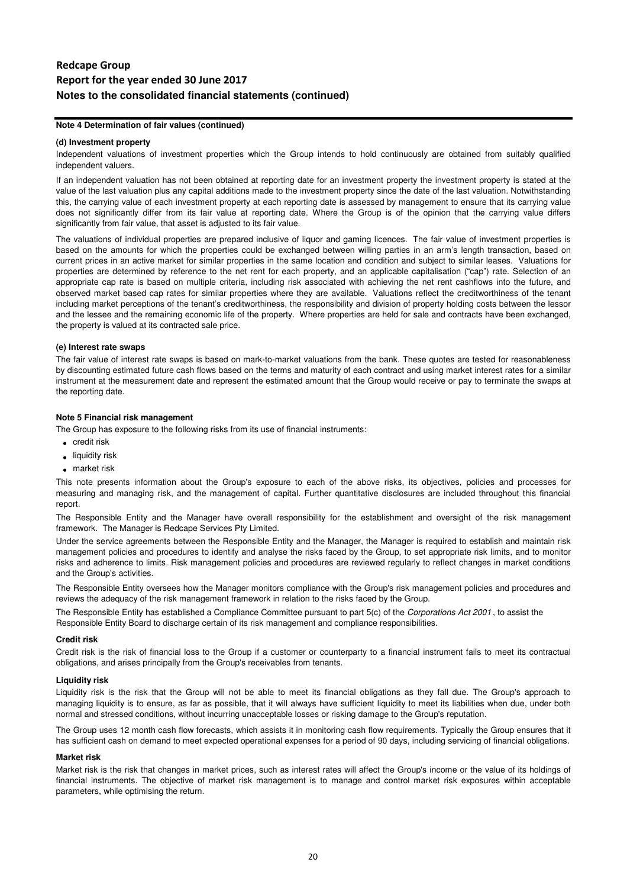**Note 4 Determination of fair values (continued)**

**(d) Investment property**

Independent valuations of investment properties which the Group intends to hold continuously are obtained from suitably qualified independent valuers.

If an independent valuation has not been obtained at reporting date for an investment property the investment property is stated at the value of the last valuation plus any capital additions made to the investment property since the date of the last valuation. Notwithstanding this, the carrying value of each investment property at each reporting date is assessed by management to ensure that its carrying value does not significantly differ from its fair value at reporting date. Where the Group is of the opinion that the carrying value differs significantly from fair value, that asset is adjusted to its fair value.

The valuations of individual properties are prepared inclusive of liquor and gaming licences. The fair value of investment properties is based on the amounts for which the properties could be exchanged between willing parties in an arm's length transaction, based on current prices in an active market for similar properties in the same location and condition and subject to similar leases. Valuations for properties are determined by reference to the net rent for each property, and an applicable capitalisation ("cap") rate. Selection of an appropriate cap rate is based on multiple criteria, including risk associated with achieving the net rent cashflows into the future, and observed market based cap rates for similar properties where they are available. Valuations reflect the creditworthiness of the tenant including market perceptions of the tenant's creditworthiness, the responsibility and division of property holding costs between the lessor and the lessee and the remaining economic life of the property. Where properties are held for sale and contracts have been exchanged, the property is valued at its contracted sale price.

**(e) Interest rate swaps**

The fair value of interest rate swaps is based on mark-to-market valuations from the bank. These quotes are tested for reasonableness by discounting estimated future cash flows based on the terms and maturity of each contract and using market interest rates for a similar instrument at the measurement date and represent the estimated amount that the Group would receive or pay to terminate the swaps at the reporting date.

**Note 5 Financial risk management**

The Group has exposure to the following risks from its use of financial instruments:

- credit risk
- liquidity risk
- market risk

This note presents information about the Group's exposure to each of the above risks, its objectives, policies and processes for measuring and managing risk, and the management of capital. Further quantitative disclosures are included throughout this financial report.

The Responsible Entity and the Manager have overall responsibility for the establishment and oversight of the risk management framework. The Manager is Redcape Services Pty Limited.

Under the service agreements between the Responsible Entity and the Manager, the Manager is required to establish and maintain risk management policies and procedures to identify and analyse the risks faced by the Group, to set appropriate risk limits, and to monitor risks and adherence to limits. Risk management policies and procedures are reviewed regularly to reflect changes in market conditions and the Group's activities.

The Responsible Entity oversees how the Manager monitors compliance with the Group's risk management policies and procedures and reviews the adequacy of the risk management framework in relation to the risks faced by the Group.

The Responsible Entity has established a Compliance Committee pursuant to part 5(c) of the *Corporations Act 2001*, to assist the Responsible Entity Board to discharge certain of its risk management and compliance responsibilities.

**Credit risk**

Credit risk is the risk of financial loss to the Group if a customer or counterparty to a financial instrument fails to meet its contractual obligations, and arises principally from the Group's receivables from tenants.

**Liquidity risk**

Liquidity risk is the risk that the Group will not be able to meet its financial obligations as they fall due. The Group's approach to managing liquidity is to ensure, as far as possible, that it will always have sufficient liquidity to meet its liabilities when due, under both normal and stressed conditions, without incurring unacceptable losses or risking damage to the Group's reputation.

The Group uses 12 month cash flow forecasts, which assists it in monitoring cash flow requirements. Typically the Group ensures that it has sufficient cash on demand to meet expected operational expenses for a period of 90 days, including servicing of financial obligations.

**Market risk**

Market risk is the risk that changes in market prices, such as interest rates will affect the Group's income or the value of its holdings of financial instruments. The objective of market risk management is to manage and control market risk exposures within acceptable parameters, while optimising the return.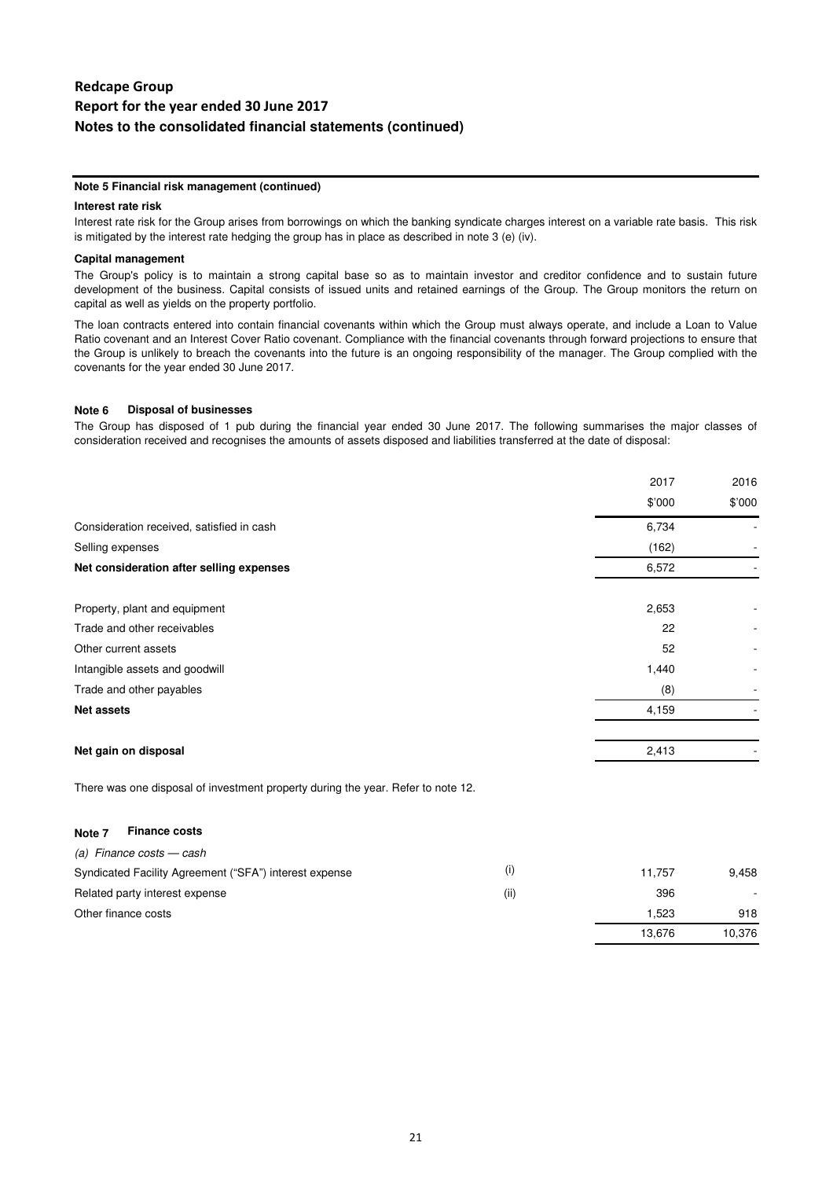**Note 5 Financial risk management (continued)**

**Interest rate risk**

Interest rate risk for the Group arises from borrowings on which the banking syndicate charges interest on a variable rate basis. This risk is mitigated by the interest rate hedging the group has in place as described in note 3 (e) (iv).

**Capital management**

The Group's policy is to maintain a strong capital base so as to maintain investor and creditor confidence and to sustain future development of the business. Capital consists of issued units and retained earnings of the Group. The Group monitors the return on capital as well as yields on the property portfolio.

The loan contracts entered into contain financial covenants within which the Group must always operate, and include a Loan to Value Ratio covenant and an Interest Cover Ratio covenant. Compliance with the financial covenants through forward projections to ensure that the Group is unlikely to breach the covenants into the future is an ongoing responsibility of the manager. The Group complied with the covenants for the year ended 30 June 2017.

**Note 6 Disposal of businesses**

The Group has disposed of 1 pub during the financial year ended 30 June 2017. The following summarises the major classes of consideration received and recognises the amounts of assets disposed and liabilities transferred at the date of disposal:

| | 2017 | 2016 |
|---|---|---|
| | $'000 | $'000 |
| Consideration received, satisfied in cash | 6,734 | - |
| Selling expenses | (162) | - |
| **Net consideration after selling expenses** | 6,572 | - |
| | | |
| Property, plant and equipment | 2,653 | - |
| Trade and other receivables | 22 | - |
| Other current assets | 52 | - |
| Intangible assets and goodwill | 1,440 | - |
| Trade and other payables | (8) | - |
| **Net assets** | 4,159 | - |
| | | |
| **Net gain on disposal** | 2,413 | - |

There was one disposal of investment property during the year. Refer to note 12.

**Note 7 Finance costs**

| | | 2017 | 2016 |
|---|---|---|---|
| *(a) Finance costs — cash* | | | |
| Syndicated Facility Agreement ("SFA") interest expense | (i) | 11,757 | 9,458 |
| Related party interest expense | (ii) | 396 | - |
| Other finance costs | | 1,523 | 918 |
| | | 13,676 | 10,376 |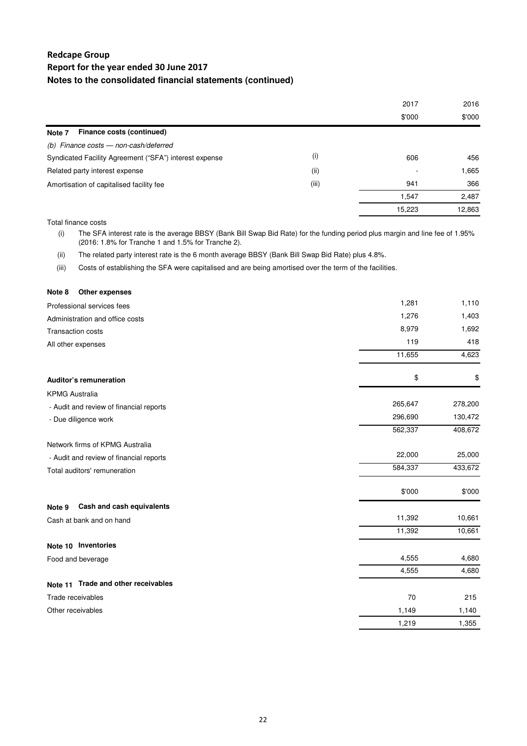## Redcape Group
## Report for the year ended 30 June 2017
### Notes to the consolidated financial statements (continued)

| | | 2017 | 2016 |
|---|---|---|---|
| | | $'000 | $'000 |
| **Note 7 Finance costs (continued)** | | | |
| *(b) Finance costs — non-cash/deferred* | | | |
| Syndicated Facility Agreement ("SFA") interest expense | (i) | 606 | 456 |
| Related party interest expense | (ii) | - | 1,665 |
| Amortisation of capitalised facility fee | (iii) | 941 | 366 |
| | | 1,547 | 2,487 |
| | | 15,223 | 12,863 |

Total finance costs

(i) The SFA interest rate is the average BBSY (Bank Bill Swap Bid Rate) for the funding period plus margin and line fee of 1.95% (2016: 1.8% for Tranche 1 and 1.5% for Tranche 2).

(ii) The related party interest rate is the 6 month average BBSY (Bank Bill Swap Bid Rate) plus 4.8%.

(iii) Costs of establishing the SFA were capitalised and are being amortised over the term of the facilities.

| **Note 8 Other expenses** | 2017 | 2016 |
|---|---|---|
| Professional services fees | 1,281 | 1,110 |
| Administration and office costs | 1,276 | 1,403 |
| Transaction costs | 8,979 | 1,692 |
| All other expenses | 119 | 418 |
| | 11,655 | 4,623 |

| **Auditor's remuneration** | $ | $ |
|---|---|---|
| KPMG Australia | | |
| - Audit and review of financial reports | 265,647 | 278,200 |
| - Due diligence work | 296,690 | 130,472 |
| | 562,337 | 408,672 |
| Network firms of KPMG Australia | | |
| - Audit and review of financial reports | 22,000 | 25,000 |
| Total auditors' remuneration | 584,337 | 433,672 |

| | $'000 | $'000 |
|---|---|---|
| **Note 9 Cash and cash equivalents** | | |
| Cash at bank and on hand | 11,392 | 10,661 |
| | 11,392 | 10,661 |
| **Note 10 Inventories** | | |
| Food and beverage | 4,555 | 4,680 |
| | 4,555 | 4,680 |
| **Note 11 Trade and other receivables** | | |
| Trade receivables | 70 | 215 |
| Other receivables | 1,149 | 1,140 |
| | 1,219 | 1,355 |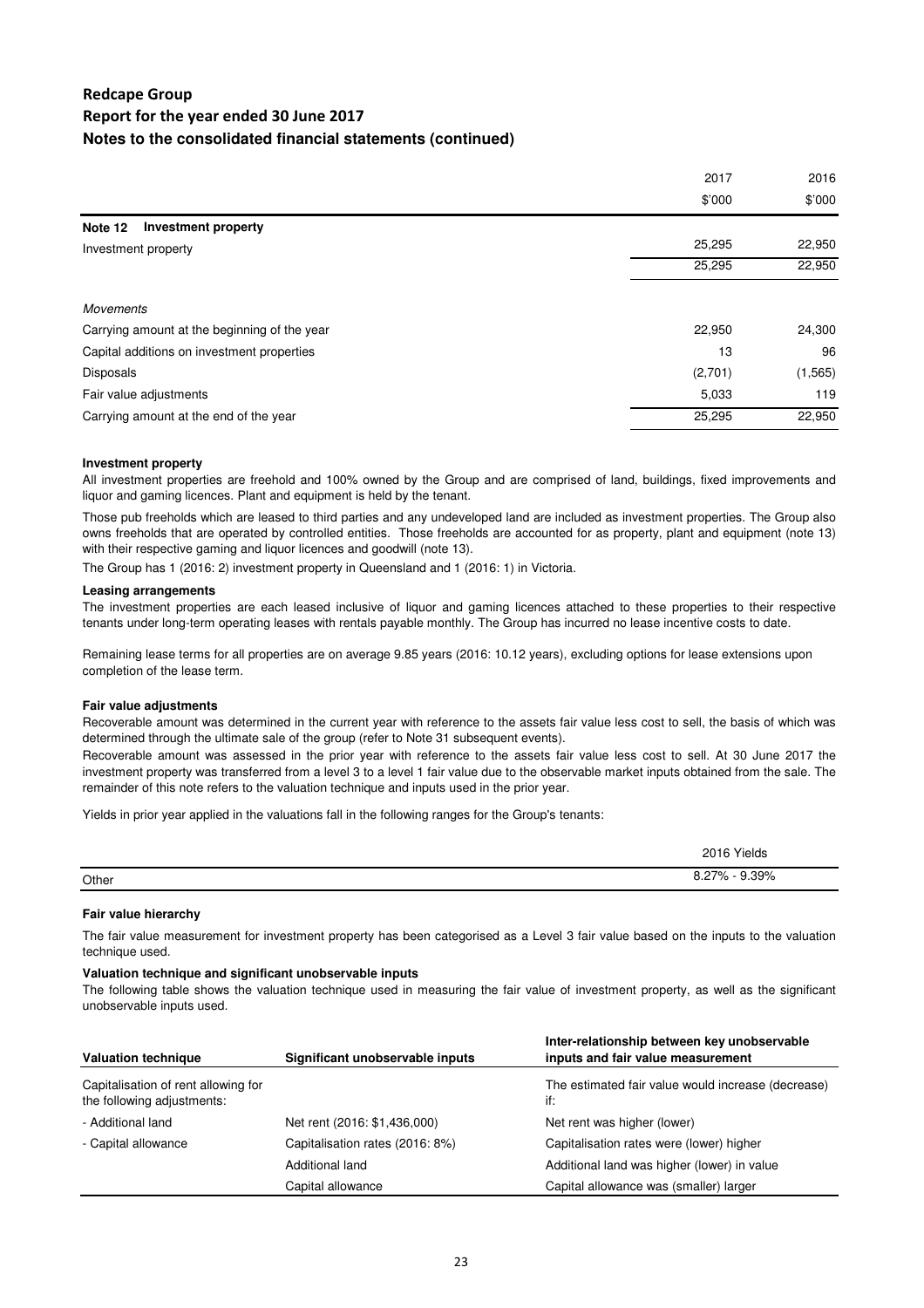## Redcape Group
## Report for the year ended 30 June 2017
### Notes to the consolidated financial statements (continued)

| | 2017 | 2016 |
|---|---|---|
| | $'000 | $'000 |
| **Note 12 Investment property** | | |
| Investment property | 25,295 | 22,950 |
| | 25,295 | 22,950 |
| | | |
| *Movements* | | |
| Carrying amount at the beginning of the year | 22,950 | 24,300 |
| Capital additions on investment properties | 13 | 96 |
| Disposals | (2,701) | (1,565) |
| Fair value adjustments | 5,033 | 119 |
| Carrying amount at the end of the year | 25,295 | 22,950 |

**Investment property**

All investment properties are freehold and 100% owned by the Group and are comprised of land, buildings, fixed improvements and liquor and gaming licences. Plant and equipment is held by the tenant.

Those pub freeholds which are leased to third parties and any undeveloped land are included as investment properties. The Group also owns freeholds that are operated by controlled entities. Those freeholds are accounted for as property, plant and equipment (note 13) with their respective gaming and liquor licences and goodwill (note 13).

The Group has 1 (2016: 2) investment property in Queensland and 1 (2016: 1) in Victoria.

**Leasing arrangements**

The investment properties are each leased inclusive of liquor and gaming licences attached to these properties to their respective tenants under long-term operating leases with rentals payable monthly. The Group has incurred no lease incentive costs to date.

Remaining lease terms for all properties are on average 9.85 years (2016: 10.12 years), excluding options for lease extensions upon completion of the lease term.

**Fair value adjustments**

Recoverable amount was determined in the current year with reference to the assets fair value less cost to sell, the basis of which was determined through the ultimate sale of the group (refer to Note 31 subsequent events).

Recoverable amount was assessed in the prior year with reference to the assets fair value less cost to sell. At 30 June 2017 the investment property was transferred from a level 3 to a level 1 fair value due to the observable market inputs obtained from the sale. The remainder of this note refers to the valuation technique and inputs used in the prior year.

Yields in prior year applied in the valuations fall in the following ranges for the Group's tenants:

| | 2016 Yields |
|---|---|
| Other | 8.27% - 9.39% |

**Fair value hierarchy**

The fair value measurement for investment property has been categorised as a Level 3 fair value based on the inputs to the valuation technique used.

**Valuation technique and significant unobservable inputs**

The following table shows the valuation technique used in measuring the fair value of investment property, as well as the significant unobservable inputs used.

| Valuation technique | Significant unobservable inputs | Inter-relationship between key unobservable inputs and fair value measurement |
|---|---|---|
| Capitalisation of rent allowing for the following adjustments: | | The estimated fair value would increase (decrease) if: |
| - Additional land | Net rent (2016: $1,436,000) | Net rent was higher (lower) |
| - Capital allowance | Capitalisation rates (2016: 8%) | Capitalisation rates were (lower) higher |
| | Additional land | Additional land was higher (lower) in value |
| | Capital allowance | Capital allowance was (smaller) larger |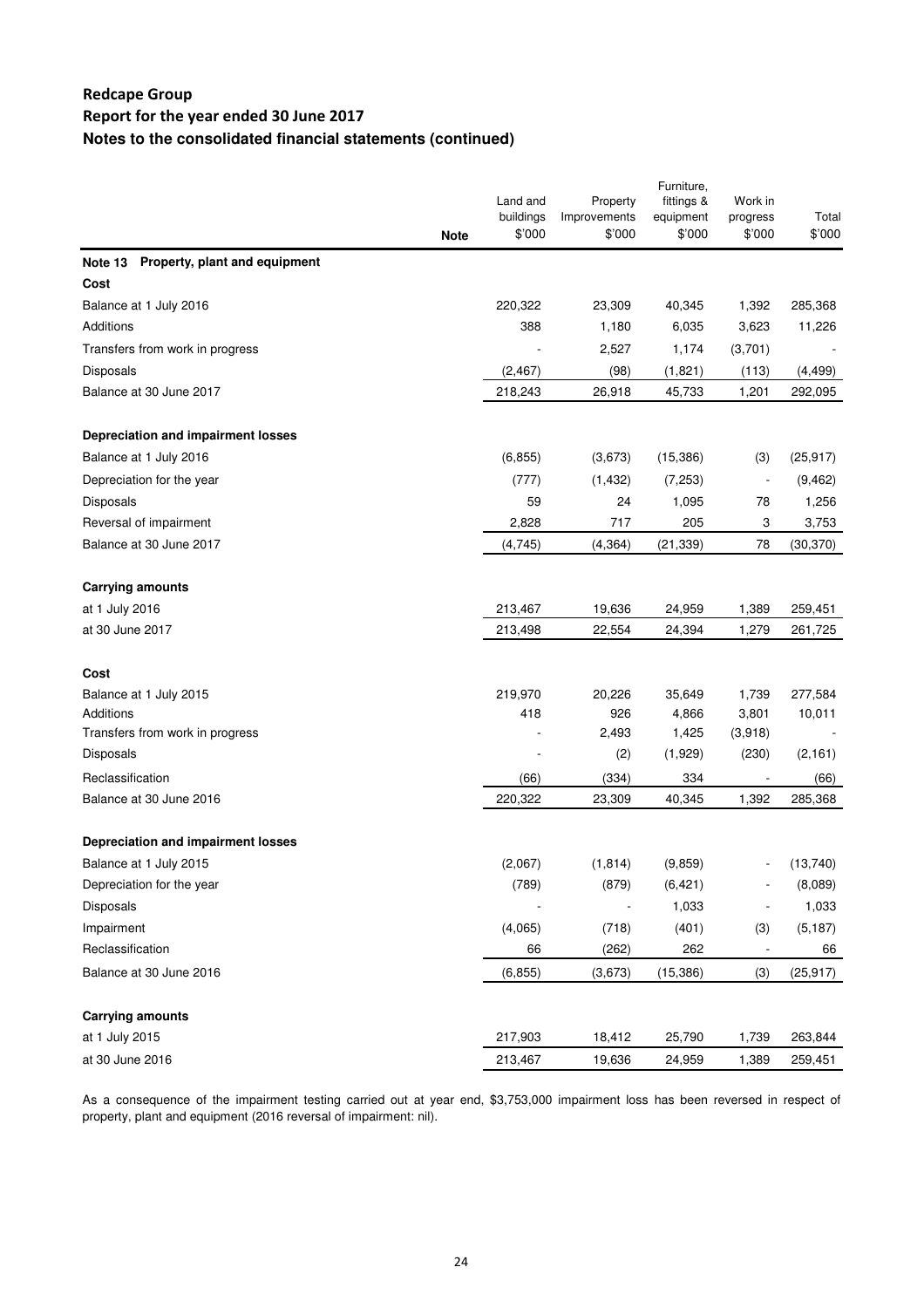## Redcape Group

## Report for the year ended 30 June 2017

## Notes to the consolidated financial statements (continued)

| | Note | Land and buildings $'000 | Property Improvements $'000 | Furniture, fittings & equipment $'000 | Work in progress $'000 | Total $'000 |
|---|---|---|---|---|---|---|
| **Note 13 Property, plant and equipment** | | | | | | |
| **Cost** | | | | | | |
| Balance at 1 July 2016 | | 220,322 | 23,309 | 40,345 | 1,392 | 285,368 |
| Additions | | 388 | 1,180 | 6,035 | 3,623 | 11,226 |
| Transfers from work in progress | | - | 2,527 | 1,174 | (3,701) | - |
| Disposals | | (2,467) | (98) | (1,821) | (113) | (4,499) |
| Balance at 30 June 2017 | | 218,243 | 26,918 | 45,733 | 1,201 | 292,095 |
| | | | | | | |
| **Depreciation and impairment losses** | | | | | | |
| Balance at 1 July 2016 | | (6,855) | (3,673) | (15,386) | (3) | (25,917) |
| Depreciation for the year | | (777) | (1,432) | (7,253) | - | (9,462) |
| Disposals | | 59 | 24 | 1,095 | 78 | 1,256 |
| Reversal of impairment | | 2,828 | 717 | 205 | 3 | 3,753 |
| Balance at 30 June 2017 | | (4,745) | (4,364) | (21,339) | 78 | (30,370) |
| | | | | | | |
| **Carrying amounts** | | | | | | |
| at 1 July 2016 | | 213,467 | 19,636 | 24,959 | 1,389 | 259,451 |
| at 30 June 2017 | | 213,498 | 22,554 | 24,394 | 1,279 | 261,725 |
| | | | | | | |
| **Cost** | | | | | | |
| Balance at 1 July 2015 | | 219,970 | 20,226 | 35,649 | 1,739 | 277,584 |
| Additions | | 418 | 926 | 4,866 | 3,801 | 10,011 |
| Transfers from work in progress | | - | 2,493 | 1,425 | (3,918) | - |
| Disposals | | - | (2) | (1,929) | (230) | (2,161) |
| Reclassification | | (66) | (334) | 334 | - | (66) |
| Balance at 30 June 2016 | | 220,322 | 23,309 | 40,345 | 1,392 | 285,368 |
| | | | | | | |
| **Depreciation and impairment losses** | | | | | | |
| Balance at 1 July 2015 | | (2,067) | (1,814) | (9,859) | - | (13,740) |
| Depreciation for the year | | (789) | (879) | (6,421) | - | (8,089) |
| Disposals | | - | - | 1,033 | - | 1,033 |
| Impairment | | (4,065) | (718) | (401) | (3) | (5,187) |
| Reclassification | | 66 | (262) | 262 | - | 66 |
| Balance at 30 June 2016 | | (6,855) | (3,673) | (15,386) | (3) | (25,917) |
| | | | | | | |
| **Carrying amounts** | | | | | | |
| at 1 July 2015 | | 217,903 | 18,412 | 25,790 | 1,739 | 263,844 |
| at 30 June 2016 | | 213,467 | 19,636 | 24,959 | 1,389 | 259,451 |

As a consequence of the impairment testing carried out at year end, $3,753,000 impairment loss has been reversed in respect of property, plant and equipment (2016 reversal of impairment: nil).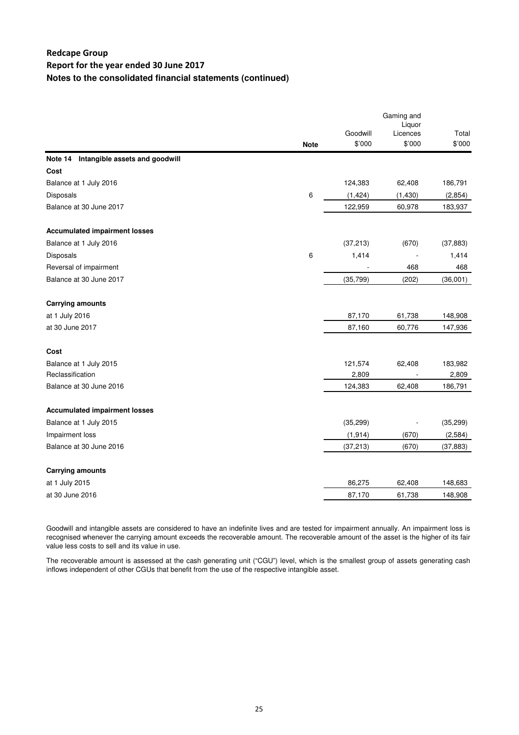## Redcape Group
## Report for the year ended 30 June 2017
### Notes to the consolidated financial statements (continued)

| | Note | Goodwill $'000 | Gaming and Liquor Licences $'000 | Total $'000 |
|---|---|---|---|---|
| **Note 14 Intangible assets and goodwill** | | | | |
| **Cost** | | | | |
| Balance at 1 July 2016 | | 124,383 | 62,408 | 186,791 |
| Disposals | 6 | (1,424) | (1,430) | (2,854) |
| Balance at 30 June 2017 | | 122,959 | 60,978 | 183,937 |
| | | | | |
| **Accumulated impairment losses** | | | | |
| Balance at 1 July 2016 | | (37,213) | (670) | (37,883) |
| Disposals | 6 | 1,414 | - | 1,414 |
| Reversal of impairment | | - | 468 | 468 |
| Balance at 30 June 2017 | | (35,799) | (202) | (36,001) |
| | | | | |
| **Carrying amounts** | | | | |
| at 1 July 2016 | | 87,170 | 61,738 | 148,908 |
| at 30 June 2017 | | 87,160 | 60,776 | 147,936 |
| | | | | |
| **Cost** | | | | |
| Balance at 1 July 2015 | | 121,574 | 62,408 | 183,982 |
| Reclassification | | 2,809 | - | 2,809 |
| Balance at 30 June 2016 | | 124,383 | 62,408 | 186,791 |
| | | | | |
| **Accumulated impairment losses** | | | | |
| Balance at 1 July 2015 | | (35,299) | - | (35,299) |
| Impairment loss | | (1,914) | (670) | (2,584) |
| Balance at 30 June 2016 | | (37,213) | (670) | (37,883) |
| | | | | |
| **Carrying amounts** | | | | |
| at 1 July 2015 | | 86,275 | 62,408 | 148,683 |
| at 30 June 2016 | | 87,170 | 61,738 | 148,908 |

Goodwill and intangible assets are considered to have an indefinite lives and are tested for impairment annually. An impairment loss is recognised whenever the carrying amount exceeds the recoverable amount. The recoverable amount of the asset is the higher of its fair value less costs to sell and its value in use.

The recoverable amount is assessed at the cash generating unit ("CGU") level, which is the smallest group of assets generating cash inflows independent of other CGUs that benefit from the use of the respective intangible asset.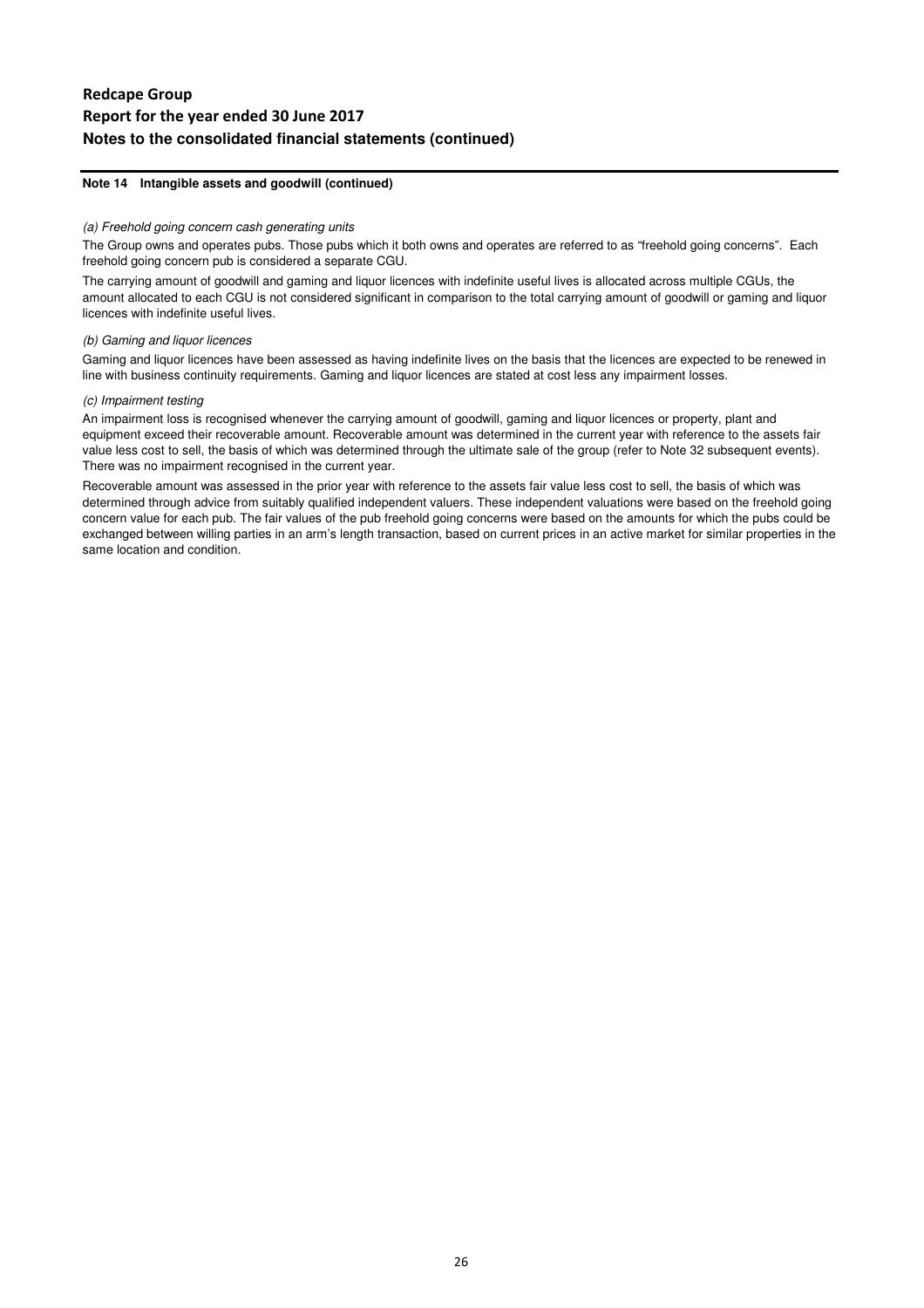**Note 14 Intangible assets and goodwill (continued)**

*(a) Freehold going concern cash generating units*

The Group owns and operates pubs. Those pubs which it both owns and operates are referred to as "freehold going concerns". Each freehold going concern pub is considered a separate CGU.

The carrying amount of goodwill and gaming and liquor licences with indefinite useful lives is allocated across multiple CGUs, the amount allocated to each CGU is not considered significant in comparison to the total carrying amount of goodwill or gaming and liquor licences with indefinite useful lives.

*(b) Gaming and liquor licences*

Gaming and liquor licences have been assessed as having indefinite lives on the basis that the licences are expected to be renewed in line with business continuity requirements. Gaming and liquor licences are stated at cost less any impairment losses.

*(c) Impairment testing*

An impairment loss is recognised whenever the carrying amount of goodwill, gaming and liquor licences or property, plant and equipment exceed their recoverable amount. Recoverable amount was determined in the current year with reference to the assets fair value less cost to sell, the basis of which was determined through the ultimate sale of the group (refer to Note 32 subsequent events). There was no impairment recognised in the current year.

Recoverable amount was assessed in the prior year with reference to the assets fair value less cost to sell, the basis of which was determined through advice from suitably qualified independent valuers. These independent valuations were based on the freehold going concern value for each pub. The fair values of the pub freehold going concerns were based on the amounts for which the pubs could be exchanged between willing parties in an arm's length transaction, based on current prices in an active market for similar properties in the same location and condition.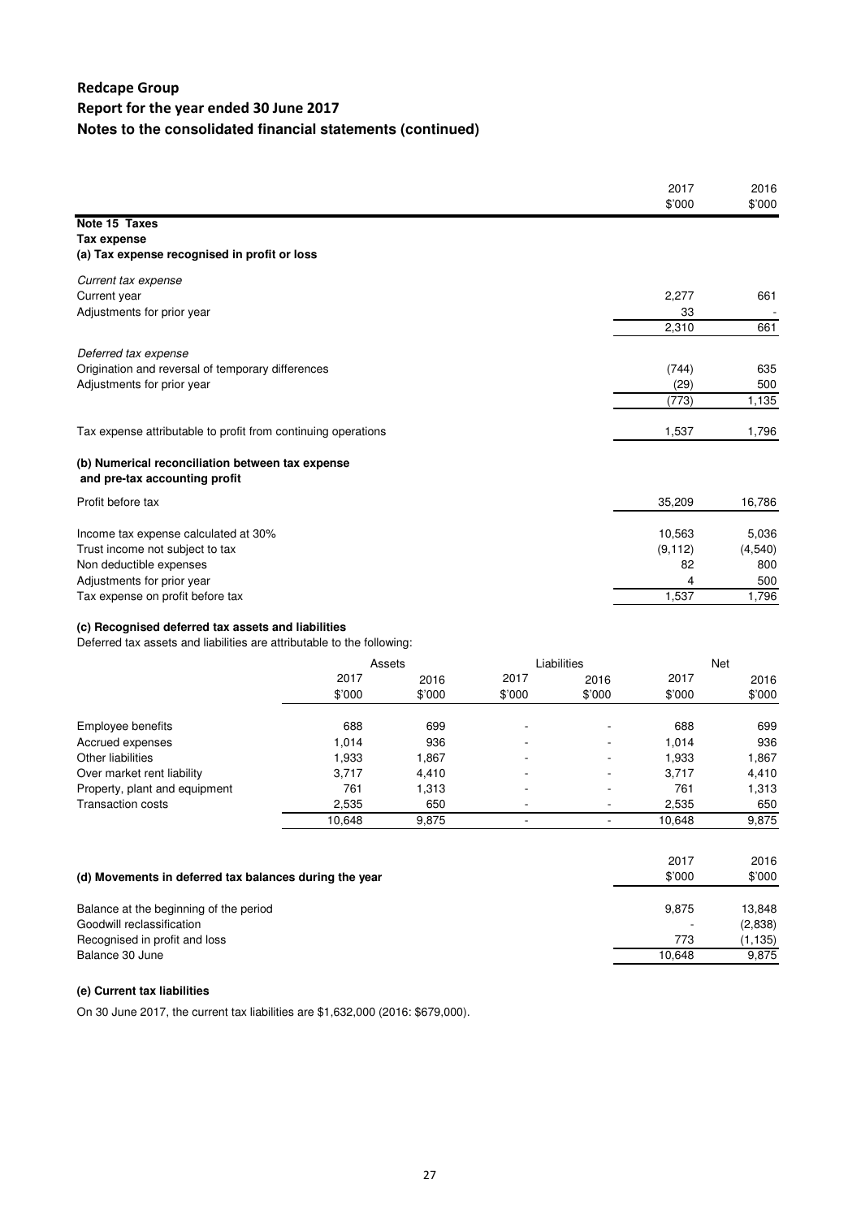# Redcape Group

## Report for the year ended 30 June 2017

## Notes to the consolidated financial statements (continued)

| | 2017 | 2016 |
|---|---|---|
| | $'000 | $'000 |

### Note 15 Taxes

**Tax expense**

**(a) Tax expense recognised in profit or loss**

| | 2017 $'000 | 2016 $'000 |
|---|---|---|
| *Current tax expense* | | |
| Current year | 2,277 | 661 |
| Adjustments for prior year | 33 | - |
| | 2,310 | 661 |
| *Deferred tax expense* | | |
| Origination and reversal of temporary differences | (744) | 635 |
| Adjustments for prior year | (29) | 500 |
| | (773) | 1,135 |
| Tax expense attributable to profit from continuing operations | 1,537 | 1,796 |

**(b) Numerical reconciliation between tax expense and pre-tax accounting profit**

| | 2017 $'000 | 2016 $'000 |
|---|---|---|
| Profit before tax | 35,209 | 16,786 |
| Income tax expense calculated at 30% | 10,563 | 5,036 |
| Trust income not subject to tax | (9,112) | (4,540) |
| Non deductible expenses | 82 | 800 |
| Adjustments for prior year | 4 | 500 |
| Tax expense on profit before tax | 1,537 | 1,796 |

**(c) Recognised deferred tax assets and liabilities**

Deferred tax assets and liabilities are attributable to the following:

| | Assets | | Liabilities | | Net | |
|---|---|---|---|---|---|---|
| | 2017 | 2016 | 2017 | 2016 | 2017 | 2016 |
| | $'000 | $'000 | $'000 | $'000 | $'000 | $'000 |
| Employee benefits | 688 | 699 | - | - | 688 | 699 |
| Accrued expenses | 1,014 | 936 | - | - | 1,014 | 936 |
| Other liabilities | 1,933 | 1,867 | - | - | 1,933 | 1,867 |
| Over market rent liability | 3,717 | 4,410 | - | - | 3,717 | 4,410 |
| Property, plant and equipment | 761 | 1,313 | - | - | 761 | 1,313 |
| Transaction costs | 2,535 | 650 | - | - | 2,535 | 650 |
| | 10,648 | 9,875 | - | - | 10,648 | 9,875 |

| (d) Movements in deferred tax balances during the year | 2017 $'000 | 2016 $'000 |
|---|---|---|
| Balance at the beginning of the period | 9,875 | 13,848 |
| Goodwill reclassification | - | (2,838) |
| Recognised in profit and loss | 773 | (1,135) |
| Balance 30 June | 10,648 | 9,875 |

**(e) Current tax liabilities**

On 30 June 2017, the current tax liabilities are $1,632,000 (2016: $679,000).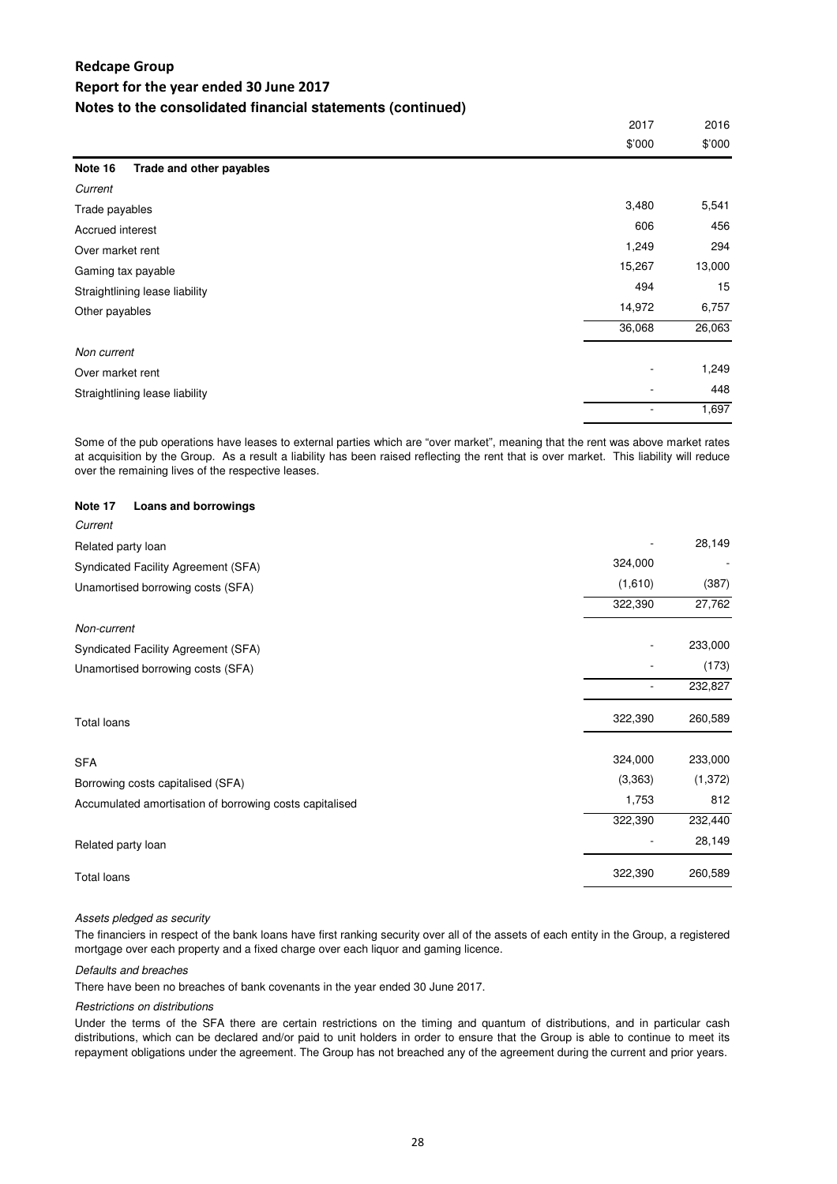# Redcape Group

## Report for the year ended 30 June 2017

### Notes to the consolidated financial statements (continued)

| | 2017 | 2016 |
|---|---|---|
| | $'000 | $'000 |
| **Note 16 Trade and other payables** | | |
| *Current* | | |
| Trade payables | 3,480 | 5,541 |
| Accrued interest | 606 | 456 |
| Over market rent | 1,249 | 294 |
| Gaming tax payable | 15,267 | 13,000 |
| Straightlining lease liability | 494 | 15 |
| Other payables | 14,972 | 6,757 |
| | 36,068 | 26,063 |
| *Non current* | | |
| Over market rent | - | 1,249 |
| Straightlining lease liability | - | 448 |
| | - | 1,697 |

Some of the pub operations have leases to external parties which are "over market", meaning that the rent was above market rates at acquisition by the Group. As a result a liability has been raised reflecting the rent that is over market. This liability will reduce over the remaining lives of the respective leases.

**Note 17 Loans and borrowings**

| | 2017 | 2016 |
|---|---|---|
| *Current* | | |
| Related party loan | - | 28,149 |
| Syndicated Facility Agreement (SFA) | 324,000 | - |
| Unamortised borrowing costs (SFA) | (1,610) | (387) |
| | 322,390 | 27,762 |
| *Non-current* | | |
| Syndicated Facility Agreement (SFA) | - | 233,000 |
| Unamortised borrowing costs (SFA) | - | (173) |
| | - | 232,827 |
| Total loans | 322,390 | 260,589 |
| SFA | 324,000 | 233,000 |
| Borrowing costs capitalised (SFA) | (3,363) | (1,372) |
| Accumulated amortisation of borrowing costs capitalised | 1,753 | 812 |
| | 322,390 | 232,440 |
| Related party loan | - | 28,149 |
| Total loans | 322,390 | 260,589 |

*Assets pledged as security*

The financiers in respect of the bank loans have first ranking security over all of the assets of each entity in the Group, a registered mortgage over each property and a fixed charge over each liquor and gaming licence.

*Defaults and breaches*

There have been no breaches of bank covenants in the year ended 30 June 2017.

*Restrictions on distributions*

Under the terms of the SFA there are certain restrictions on the timing and quantum of distributions, and in particular cash distributions, which can be declared and/or paid to unit holders in order to ensure that the Group is able to continue to meet its repayment obligations under the agreement. The Group has not breached any of the agreement during the current and prior years.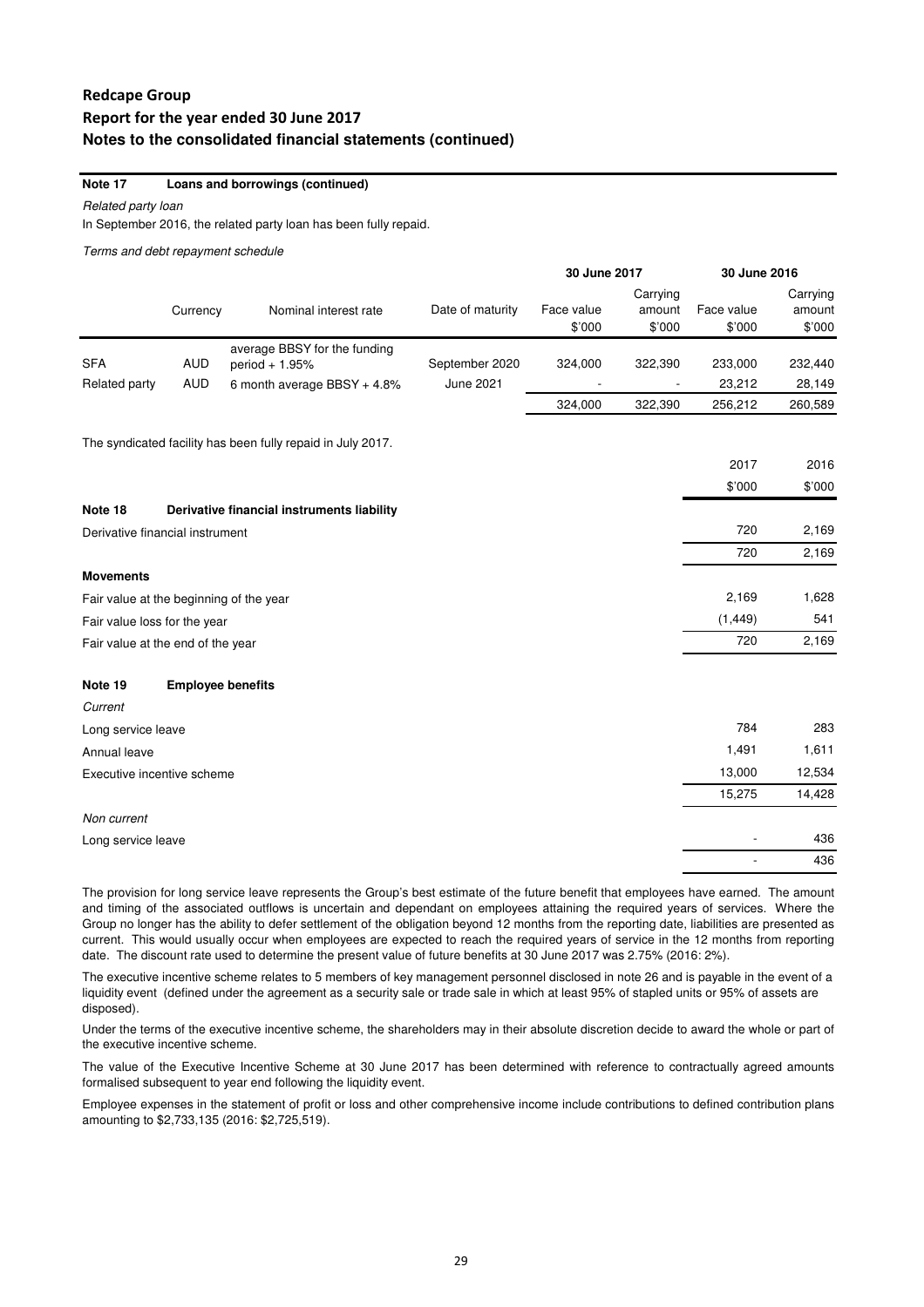**Note 17 Loans and borrowings (continued)**

*Related party loan*

In September 2016, the related party loan has been fully repaid.

*Terms and debt repayment schedule*

| | | | | 30 June 2017 | | 30 June 2016 | |
|---|---|---|---|---|---|---|---|
| | Currency | Nominal interest rate | Date of maturity | Face value $'000 | Carrying amount $'000 | Face value $'000 | Carrying amount $'000 |
| SFA | AUD | average BBSY for the funding period + 1.95% | September 2020 | 324,000 | 322,390 | 233,000 | 232,440 |
| Related party | AUD | 6 month average BBSY + 4.8% | June 2021 | - | - | 23,212 | 28,149 |
| | | | | 324,000 | 322,390 | 256,212 | 260,589 |

The syndicated facility has been fully repaid in July 2017.

| | 2017 $'000 | 2016 $'000 |
|---|---|---|
| **Note 18 Derivative financial instruments liability** | | |
| Derivative financial instrument | 720 | 2,169 |
| | 720 | 2,169 |
| **Movements** | | |
| Fair value at the beginning of the year | 2,169 | 1,628 |
| Fair value loss for the year | (1,449) | 541 |
| Fair value at the end of the year | 720 | 2,169 |
| **Note 19 Employee benefits** | | |
| *Current* | | |
| Long service leave | 784 | 283 |
| Annual leave | 1,491 | 1,611 |
| Executive incentive scheme | 13,000 | 12,534 |
| | 15,275 | 14,428 |
| *Non current* | | |
| Long service leave | - | 436 |
| | - | 436 |

The provision for long service leave represents the Group's best estimate of the future benefit that employees have earned. The amount and timing of the associated outflows is uncertain and dependant on employees attaining the required years of services. Where the Group no longer has the ability to defer settlement of the obligation beyond 12 months from the reporting date, liabilities are presented as current. This would usually occur when employees are expected to reach the required years of service in the 12 months from reporting date. The discount rate used to determine the present value of future benefits at 30 June 2017 was 2.75% (2016: 2%).

The executive incentive scheme relates to 5 members of key management personnel disclosed in note 26 and is payable in the event of a liquidity event (defined under the agreement as a security sale or trade sale in which at least 95% of stapled units or 95% of assets are disposed).

Under the terms of the executive incentive scheme, the shareholders may in their absolute discretion decide to award the whole or part of the executive incentive scheme.

The value of the Executive Incentive Scheme at 30 June 2017 has been determined with reference to contractually agreed amounts formalised subsequent to year end following the liquidity event.

Employee expenses in the statement of profit or loss and other comprehensive income include contributions to defined contribution plans amounting to $2,733,135 (2016: $2,725,519).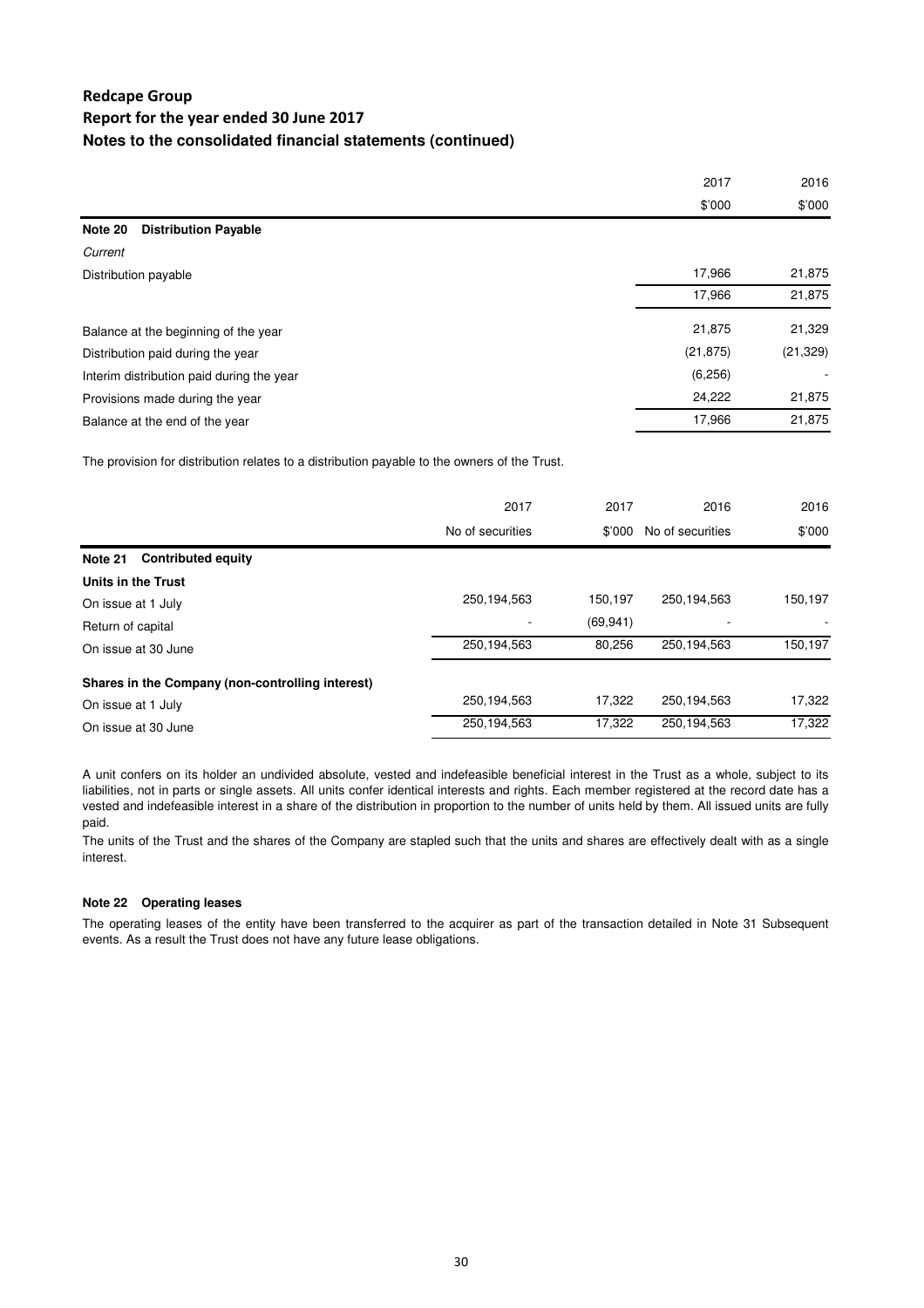## Redcape Group
## Report for the year ended 30 June 2017
## Notes to the consolidated financial statements (continued)

| | 2017 | 2016 |
|---|---|---|
| | \$'000 | \$'000 |
| **Note 20 Distribution Payable** | | |
| *Current* | | |
| Distribution payable | 17,966 | 21,875 |
| | 17,966 | 21,875 |
| Balance at the beginning of the year | 21,875 | 21,329 |
| Distribution paid during the year | (21,875) | (21,329) |
| Interim distribution paid during the year | (6,256) | - |
| Provisions made during the year | 24,222 | 21,875 |
| Balance at the end of the year | 17,966 | 21,875 |

The provision for distribution relates to a distribution payable to the owners of the Trust.

| | 2017 | 2017 | 2016 | 2016 |
|---|---|---|---|---|
| | No of securities | \$'000 | No of securities | \$'000 |
| **Note 21 Contributed equity** | | | | |
| **Units in the Trust** | | | | |
| On issue at 1 July | 250,194,563 | 150,197 | 250,194,563 | 150,197 |
| Return of capital | - | (69,941) | - | - |
| On issue at 30 June | 250,194,563 | 80,256 | 250,194,563 | 150,197 |
| **Shares in the Company (non-controlling interest)** | | | | |
| On issue at 1 July | 250,194,563 | 17,322 | 250,194,563 | 17,322 |
| On issue at 30 June | 250,194,563 | 17,322 | 250,194,563 | 17,322 |

A unit confers on its holder an undivided absolute, vested and indefeasible beneficial interest in the Trust as a whole, subject to its liabilities, not in parts or single assets. All units confer identical interests and rights. Each member registered at the record date has a vested and indefeasible interest in a share of the distribution in proportion to the number of units held by them. All issued units are fully paid.

The units of the Trust and the shares of the Company are stapled such that the units and shares are effectively dealt with as a single interest.

**Note 22 Operating leases**

The operating leases of the entity have been transferred to the acquirer as part of the transaction detailed in Note 31 Subsequent events. As a result the Trust does not have any future lease obligations.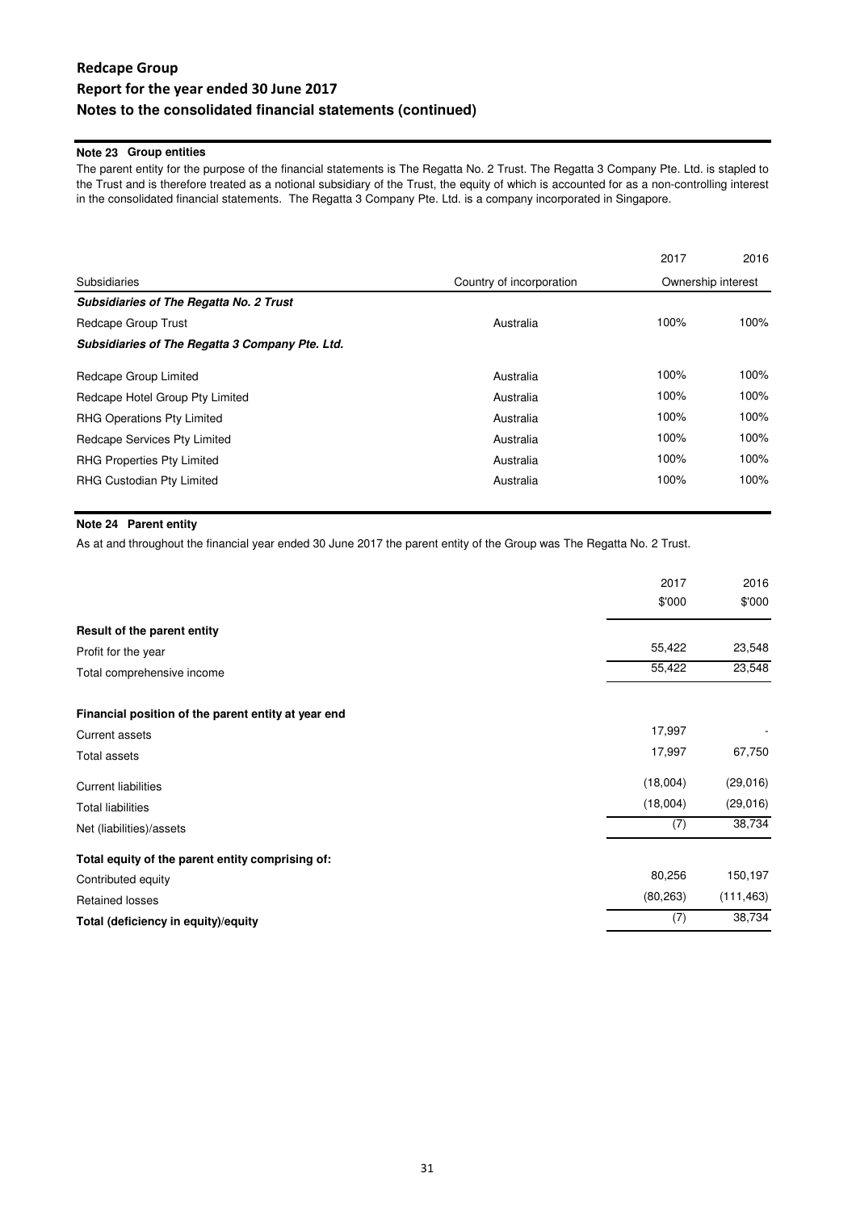# Redcape Group

## Report for the year ended 30 June 2017

## Notes to the consolidated financial statements (continued)

### Note 23 Group entities

The parent entity for the purpose of the financial statements is The Regatta No. 2 Trust. The Regatta 3 Company Pte. Ltd. is stapled to the Trust and is therefore treated as a notional subsidiary of the Trust, the equity of which is accounted for as a non-controlling interest in the consolidated financial statements. The Regatta 3 Company Pte. Ltd. is a company incorporated in Singapore.

| Subsidiaries | Country of incorporation | 2017 | 2016 |
|---|---|---|---|
| | | Ownership interest | |
| ***Subsidiaries of The Regatta No. 2 Trust*** | | | |
| Redcape Group Trust | Australia | 100% | 100% |
| ***Subsidiaries of The Regatta 3 Company Pte. Ltd.*** | | | |
| Redcape Group Limited | Australia | 100% | 100% |
| Redcape Hotel Group Pty Limited | Australia | 100% | 100% |
| RHG Operations Pty Limited | Australia | 100% | 100% |
| Redcape Services Pty Limited | Australia | 100% | 100% |
| RHG Properties Pty Limited | Australia | 100% | 100% |
| RHG Custodian Pty Limited | Australia | 100% | 100% |

### Note 24 Parent entity

As at and throughout the financial year ended 30 June 2017 the parent entity of the Group was The Regatta No. 2 Trust.

| | 2017 $'000 | 2016 $'000 |
|---|---|---|
| **Result of the parent entity** | | |
| Profit for the year | 55,422 | 23,548 |
| Total comprehensive income | 55,422 | 23,548 |
| **Financial position of the parent entity at year end** | | |
| Current assets | 17,997 | - |
| Total assets | 17,997 | 67,750 |
| Current liabilities | (18,004) | (29,016) |
| Total liabilities | (18,004) | (29,016) |
| Net (liabilities)/assets | (7) | 38,734 |
| **Total equity of the parent entity comprising of:** | | |
| Contributed equity | 80,256 | 150,197 |
| Retained losses | (80,263) | (111,463) |
| **Total (deficiency in equity)/equity** | (7) | 38,734 |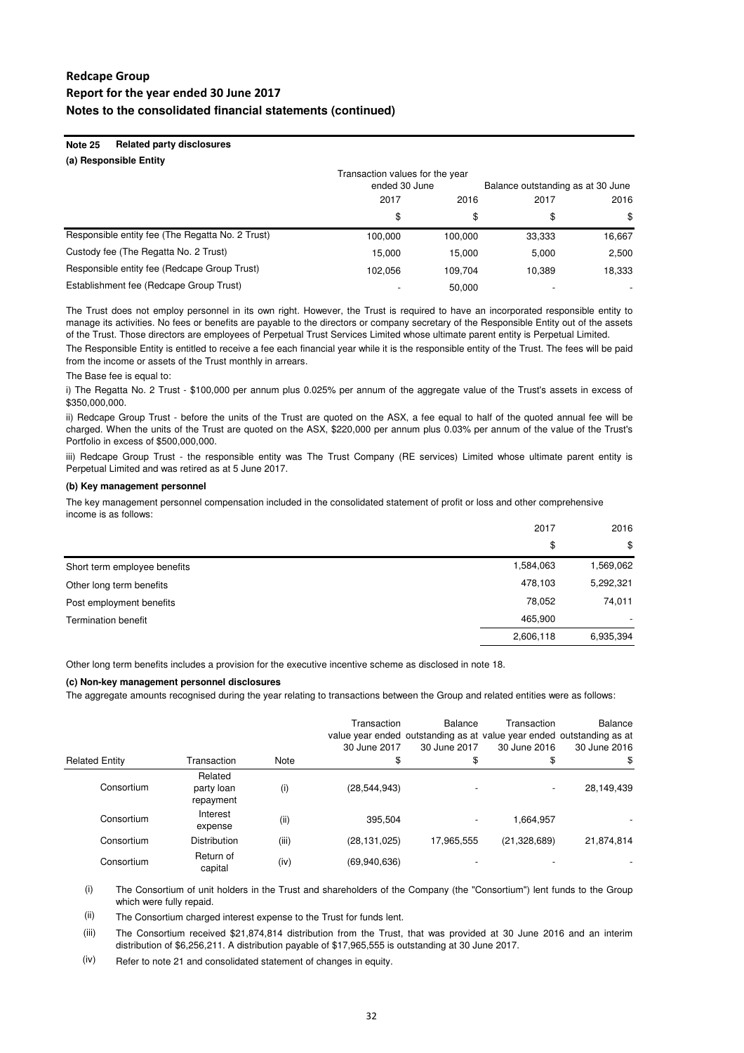# Redcape Group

## Report for the year ended 30 June 2017

### Notes to the consolidated financial statements (continued)

**Note 25 Related party disclosures**

**(a) Responsible Entity**

| | Transaction values for the year ended 30 June | | Balance outstanding as at 30 June | |
|---|---|---|---|---|
| | 2017 | 2016 | 2017 | 2016 |
| | $ | $ | $ | $ |
| Responsible entity fee (The Regatta No. 2 Trust) | 100,000 | 100,000 | 33,333 | 16,667 |
| Custody fee (The Regatta No. 2 Trust) | 15,000 | 15,000 | 5,000 | 2,500 |
| Responsible entity fee (Redcape Group Trust) | 102,056 | 109,704 | 10,389 | 18,333 |
| Establishment fee (Redcape Group Trust) | - | 50,000 | - | - |

The Trust does not employ personnel in its own right. However, the Trust is required to have an incorporated responsible entity to manage its activities. No fees or benefits are payable to the directors or company secretary of the Responsible Entity out of the assets of the Trust. Those directors are employees of Perpetual Trust Services Limited whose ultimate parent entity is Perpetual Limited.

The Responsible Entity is entitled to receive a fee each financial year while it is the responsible entity of the Trust. The fees will be paid from the income or assets of the Trust monthly in arrears.

The Base fee is equal to:

i) The Regatta No. 2 Trust - $100,000 per annum plus 0.025% per annum of the aggregate value of the Trust's assets in excess of $350,000,000.

ii) Redcape Group Trust - before the units of the Trust are quoted on the ASX, a fee equal to half of the quoted annual fee will be charged. When the units of the Trust are quoted on the ASX, $220,000 per annum plus 0.03% per annum of the value of the Trust's Portfolio in excess of $500,000,000.

iii) Redcape Group Trust - the responsible entity was The Trust Company (RE services) Limited whose ultimate parent entity is Perpetual Limited and was retired as at 5 June 2017.

**(b) Key management personnel**

The key management personnel compensation included in the consolidated statement of profit or loss and other comprehensive income is as follows:

| | 2017 | 2016 |
|---|---|---|
| | $ | $ |
| Short term employee benefits | 1,584,063 | 1,569,062 |
| Other long term benefits | 478,103 | 5,292,321 |
| Post employment benefits | 78,052 | 74,011 |
| Termination benefit | 465,900 | - |
| | 2,606,118 | 6,935,394 |

Other long term benefits includes a provision for the executive incentive scheme as disclosed in note 18.

**(c) Non-key management personnel disclosures**

The aggregate amounts recognised during the year relating to transactions between the Group and related entities were as follows:

| Related Entity | Transaction | Note | Transaction value year ended 30 June 2017 $ | Balance outstanding as at 30 June 2017 $ | Transaction value year ended 30 June 2016 $ | Balance outstanding as at 30 June 2016 $ |
|---|---|---|---|---|---|---|
| Consortium | Related party loan repayment | (i) | (28,544,943) | - | - | 28,149,439 |
| Consortium | Interest expense | (ii) | 395,504 | - | 1,664,957 | - |
| Consortium | Distribution | (iii) | (28,131,025) | 17,965,555 | (21,328,689) | 21,874,814 |
| Consortium | Return of capital | (iv) | (69,940,636) | - | - | - |

(i) The Consortium of unit holders in the Trust and shareholders of the Company (the "Consortium") lent funds to the Group which were fully repaid.

(ii) The Consortium charged interest expense to the Trust for funds lent.

(iii) The Consortium received $21,874,814 distribution from the Trust, that was provided at 30 June 2016 and an interim distribution of $6,256,211. A distribution payable of $17,965,555 is outstanding at 30 June 2017.

(iv) Refer to note 21 and consolidated statement of changes in equity.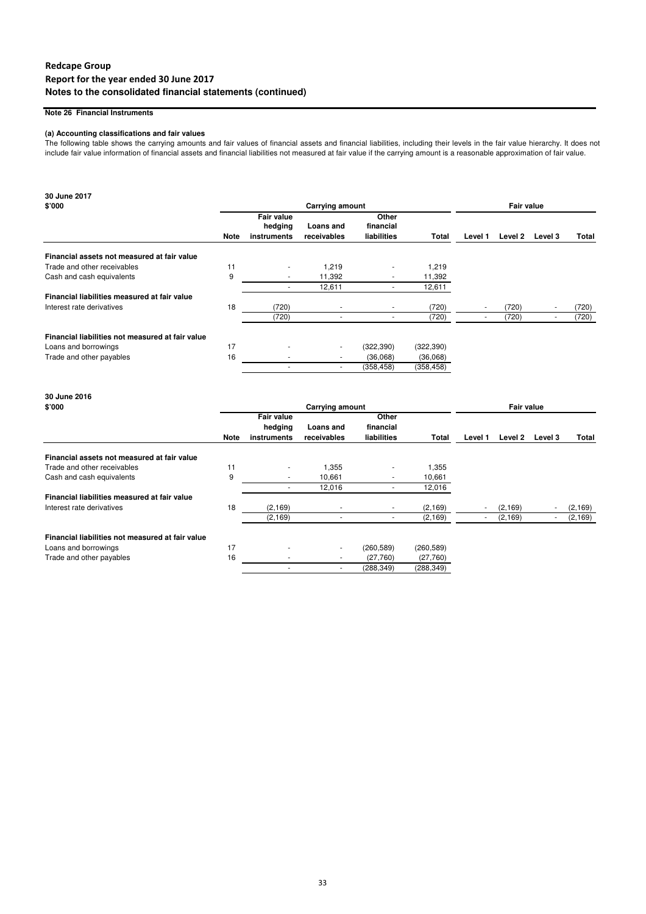## Redcape Group
## Report for the year ended 30 June 2017
### Notes to the consolidated financial statements (continued)

**Note 26 Financial Instruments**

**(a) Accounting classifications and fair values**

The following table shows the carrying amounts and fair values of financial assets and financial liabilities, including their levels in the fair value hierarchy. It does not include fair value information of financial assets and financial liabilities not measured at fair value if the carrying amount is a reasonable approximation of fair value.

**30 June 2017**

| \$'000 | | Carrying amount | | | | Fair value | | | |
|---|---|---|---|---|---|---|---|---|---|
| | **Note** | **Fair value hedging instruments** | **Loans and receivables** | **Other financial liabilities** | **Total** | **Level 1** | **Level 2** | **Level 3** | **Total** |
| **Financial assets not measured at fair value** | | | | | | | | | |
| Trade and other receivables | 11 | - | 1,219 | - | 1,219 | | | | |
| Cash and cash equivalents | 9 | - | 11,392 | - | 11,392 | | | | |
| | | - | 12,611 | - | 12,611 | | | | |
| **Financial liabilities measured at fair value** | | | | | | | | | |
| Interest rate derivatives | 18 | (720) | - | - | (720) | - | (720) | - | (720) |
| | | (720) | - | - | (720) | - | (720) | - | (720) |
| **Financial liabilities not measured at fair value** | | | | | | | | | |
| Loans and borrowings | 17 | - | - | (322,390) | (322,390) | | | | |
| Trade and other payables | 16 | - | - | (36,068) | (36,068) | | | | |
| | | - | - | (358,458) | (358,458) | | | | |

**30 June 2016**

| \$'000 | | Carrying amount | | | | Fair value | | | |
|---|---|---|---|---|---|---|---|---|---|
| | **Note** | **Fair value hedging instruments** | **Loans and receivables** | **Other financial liabilities** | **Total** | **Level 1** | **Level 2** | **Level 3** | **Total** |
| **Financial assets not measured at fair value** | | | | | | | | | |
| Trade and other receivables | 11 | - | 1,355 | - | 1,355 | | | | |
| Cash and cash equivalents | 9 | - | 10,661 | - | 10,661 | | | | |
| | | - | 12,016 | - | 12,016 | | | | |
| **Financial liabilities measured at fair value** | | | | | | | | | |
| Interest rate derivatives | 18 | (2,169) | - | - | (2,169) | - | (2,169) | - | (2,169) |
| | | (2,169) | - | - | (2,169) | - | (2,169) | - | (2,169) |
| **Financial liabilities not measured at fair value** | | | | | | | | | |
| Loans and borrowings | 17 | - | - | (260,589) | (260,589) | | | | |
| Trade and other payables | 16 | - | - | (27,760) | (27,760) | | | | |
| | | - | - | (288,349) | (288,349) | | | | |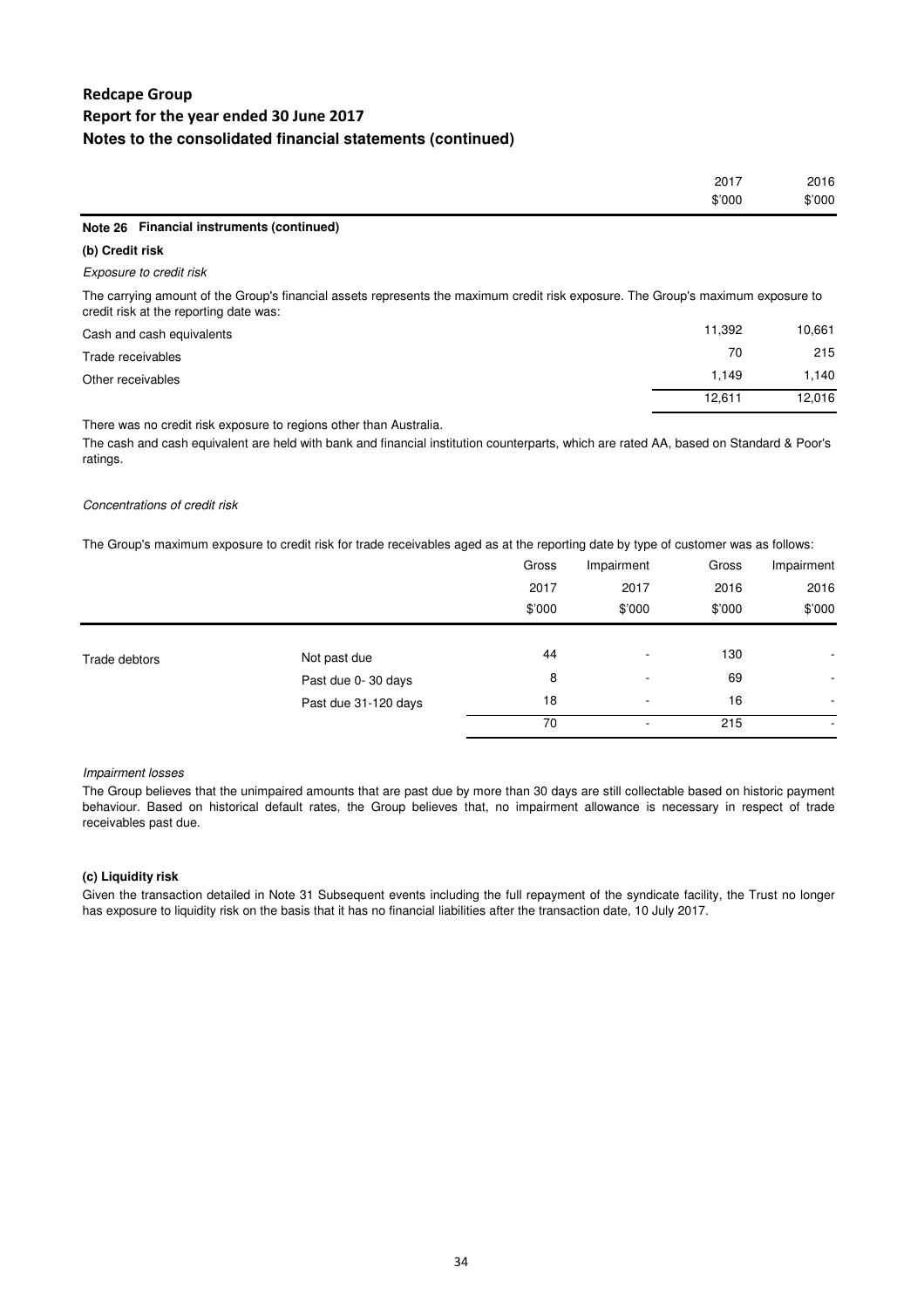# Redcape Group
## Report for the year ended 30 June 2017
## Notes to the consolidated financial statements (continued)

### Note 26 Financial instruments (continued)

#### (b) Credit risk

*Exposure to credit risk*

The carrying amount of the Group's financial assets represents the maximum credit risk exposure. The Group's maximum exposure to credit risk at the reporting date was:

| | 2017 $'000 | 2016 $'000 |
|---|---|---|
| Cash and cash equivalents | 11,392 | 10,661 |
| Trade receivables | 70 | 215 |
| Other receivables | 1,149 | 1,140 |
| | 12,611 | 12,016 |

There was no credit risk exposure to regions other than Australia.

The cash and cash equivalent are held with bank and financial institution counterparts, which are rated AA, based on Standard & Poor's ratings.

*Concentrations of credit risk*

The Group's maximum exposure to credit risk for trade receivables aged as at the reporting date by type of customer was as follows:

| | | Gross 2017 $'000 | Impairment 2017 $'000 | Gross 2016 $'000 | Impairment 2016 $'000 |
|---|---|---|---|---|---|
| Trade debtors | Not past due | 44 | - | 130 | - |
| | Past due 0- 30 days | 8 | - | 69 | - |
| | Past due 31-120 days | 18 | - | 16 | - |
| | | 70 | - | 215 | - |

*Impairment losses*

The Group believes that the unimpaired amounts that are past due by more than 30 days are still collectable based on historic payment behaviour. Based on historical default rates, the Group believes that, no impairment allowance is necessary in respect of trade receivables past due.

#### (c) Liquidity risk

Given the transaction detailed in Note 31 Subsequent events including the full repayment of the syndicate facility, the Trust no longer has exposure to liquidity risk on the basis that it has no financial liabilities after the transaction date, 10 July 2017.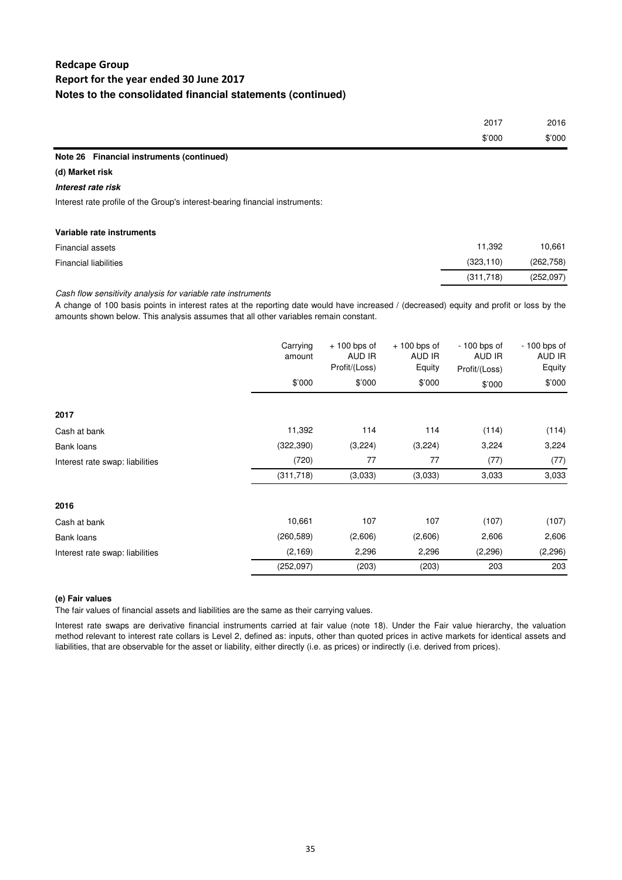# Redcape Group

## Report for the year ended 30 June 2017

## Notes to the consolidated financial statements (continued)

|  | 2017 | 2016 |
|---|---|---|
|  | \$'000 | \$'000 |

### Note 26 Financial instruments (continued)

**(d) Market risk**

***Interest rate risk***

Interest rate profile of the Group's interest-bearing financial instruments:

**Variable rate instruments**

|  | 2017 | 2016 |
|---|---|---|
| Financial assets | 11,392 | 10,661 |
| Financial liabilities | (323,110) | (262,758) |
|  | (311,718) | (252,097) |

*Cash flow sensitivity analysis for variable rate instruments*

A change of 100 basis points in interest rates at the reporting date would have increased / (decreased) equity and profit or loss by the amounts shown below. This analysis assumes that all other variables remain constant.

|  | Carrying amount | + 100 bps of AUD IR Profit/(Loss) | + 100 bps of AUD IR Equity | - 100 bps of AUD IR Profit/(Loss) | - 100 bps of AUD IR Equity |
|---|---|---|---|---|---|
|  | \$'000 | \$'000 | \$'000 | \$'000 | \$'000 |
| **2017** |  |  |  |  |  |
| Cash at bank | 11,392 | 114 | 114 | (114) | (114) |
| Bank loans | (322,390) | (3,224) | (3,224) | 3,224 | 3,224 |
| Interest rate swap: liabilities | (720) | 77 | 77 | (77) | (77) |
|  | (311,718) | (3,033) | (3,033) | 3,033 | 3,033 |
| **2016** |  |  |  |  |  |
| Cash at bank | 10,661 | 107 | 107 | (107) | (107) |
| Bank loans | (260,589) | (2,606) | (2,606) | 2,606 | 2,606 |
| Interest rate swap: liabilities | (2,169) | 2,296 | 2,296 | (2,296) | (2,296) |
|  | (252,097) | (203) | (203) | 203 | 203 |

**(e) Fair values**

The fair values of financial assets and liabilities are the same as their carrying values.

Interest rate swaps are derivative financial instruments carried at fair value (note 18). Under the Fair value hierarchy, the valuation method relevant to interest rate collars is Level 2, defined as: inputs, other than quoted prices in active markets for identical assets and liabilities, that are observable for the asset or liability, either directly (i.e. as prices) or indirectly (i.e. derived from prices).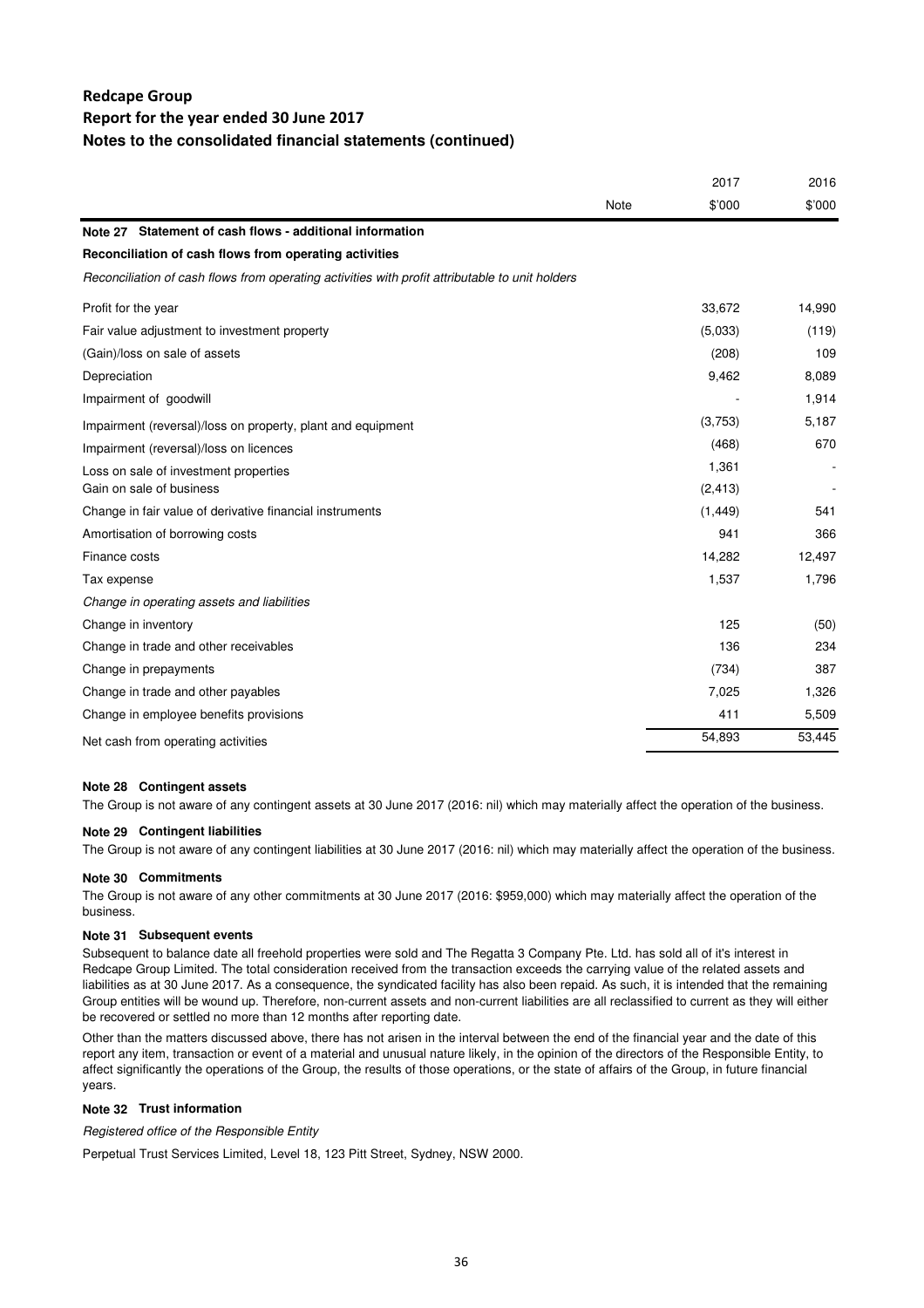## Redcape Group
## Report for the year ended 30 June 2017
## Notes to the consolidated financial statements (continued)

| | Note | 2017 $'000 | 2016 $'000 |
|---|---|---|---|
| **Note 27 Statement of cash flows - additional information** | | | |
| **Reconciliation of cash flows from operating activities** | | | |
| *Reconciliation of cash flows from operating activities with profit attributable to unit holders* | | | |
| Profit for the year | | 33,672 | 14,990 |
| Fair value adjustment to investment property | | (5,033) | (119) |
| (Gain)/loss on sale of assets | | (208) | 109 |
| Depreciation | | 9,462 | 8,089 |
| Impairment of goodwill | | - | 1,914 |
| Impairment (reversal)/loss on property, plant and equipment | | (3,753) | 5,187 |
| Impairment (reversal)/loss on licences | | (468) | 670 |
| Loss on sale of investment properties | | 1,361 | - |
| Gain on sale of business | | (2,413) | - |
| Change in fair value of derivative financial instruments | | (1,449) | 541 |
| Amortisation of borrowing costs | | 941 | 366 |
| Finance costs | | 14,282 | 12,497 |
| Tax expense | | 1,537 | 1,796 |
| *Change in operating assets and liabilities* | | | |
| Change in inventory | | 125 | (50) |
| Change in trade and other receivables | | 136 | 234 |
| Change in prepayments | | (734) | 387 |
| Change in trade and other payables | | 7,025 | 1,326 |
| Change in employee benefits provisions | | 411 | 5,509 |
| Net cash from operating activities | | 54,893 | 53,445 |

### Note 28 Contingent assets

The Group is not aware of any contingent assets at 30 June 2017 (2016: nil) which may materially affect the operation of the business.

### Note 29 Contingent liabilities

The Group is not aware of any contingent liabilities at 30 June 2017 (2016: nil) which may materially affect the operation of the business.

### Note 30 Commitments

The Group is not aware of any other commitments at 30 June 2017 (2016: $959,000) which may materially affect the operation of the business.

### Note 31 Subsequent events

Subsequent to balance date all freehold properties were sold and The Regatta 3 Company Pte. Ltd. has sold all of it's interest in Redcape Group Limited. The total consideration received from the transaction exceeds the carrying value of the related assets and liabilities as at 30 June 2017. As a consequence, the syndicated facility has also been repaid. As such, it is intended that the remaining Group entities will be wound up. Therefore, non-current assets and non-current liabilities are all reclassified to current as they will either be recovered or settled no more than 12 months after reporting date.

Other than the matters discussed above, there has not arisen in the interval between the end of the financial year and the date of this report any item, transaction or event of a material and unusual nature likely, in the opinion of the directors of the Responsible Entity, to affect significantly the operations of the Group, the results of those operations, or the state of affairs of the Group, in future financial years.

### Note 32 Trust information

*Registered office of the Responsible Entity*

Perpetual Trust Services Limited, Level 18, 123 Pitt Street, Sydney, NSW 2000.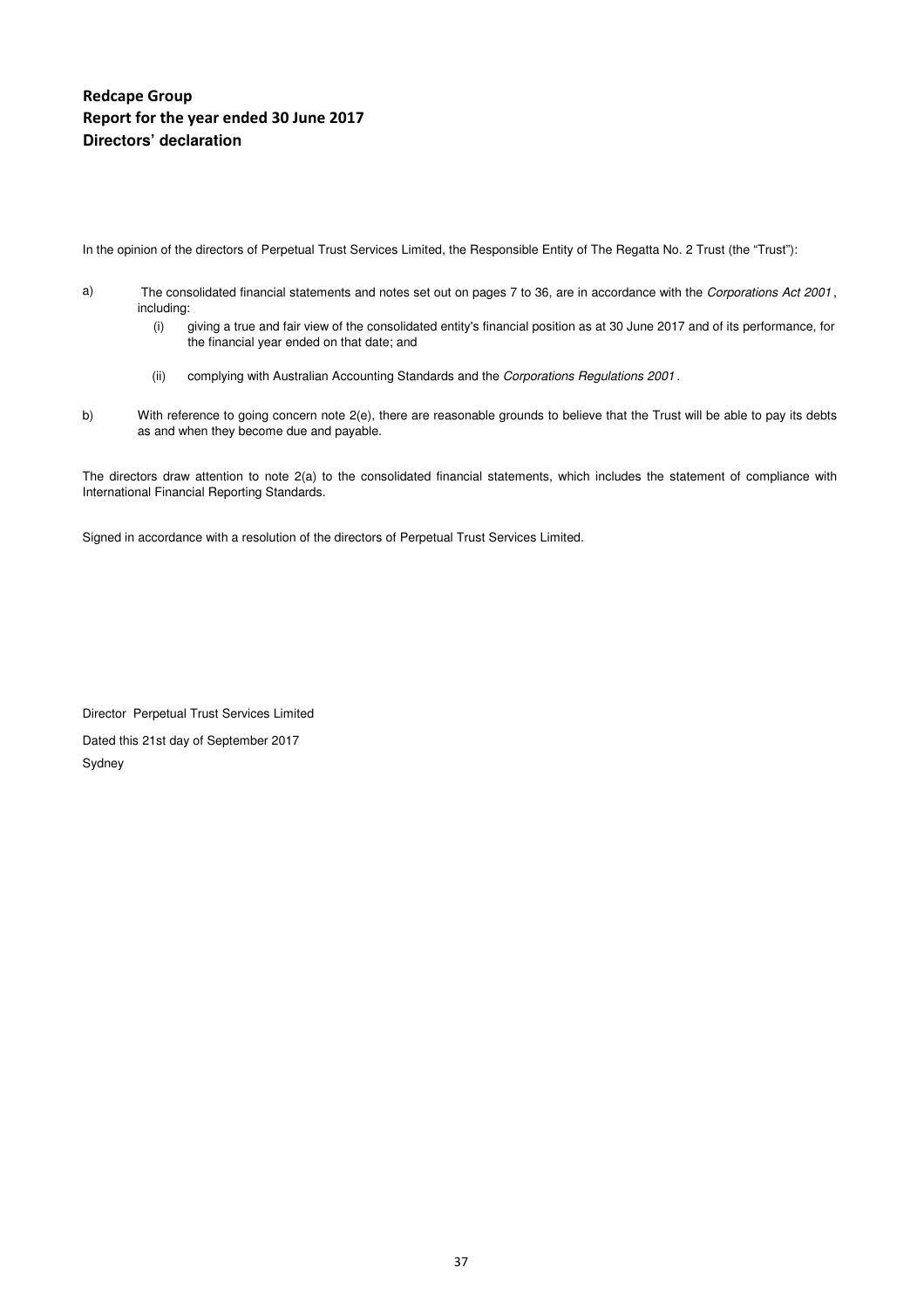**Redcape Group**
**Report for the year ended 30 June 2017**
**Directors' declaration**

In the opinion of the directors of Perpetual Trust Services Limited, the Responsible Entity of The Regatta No. 2 Trust (the "Trust"):

a) The consolidated financial statements and notes set out on pages 7 to 36, are in accordance with the *Corporations Act 2001*, including:

   (i) giving a true and fair view of the consolidated entity's financial position as at 30 June 2017 and of its performance, for the financial year ended on that date; and

   (ii) complying with Australian Accounting Standards and the *Corporations Regulations 2001*.

b) With reference to going concern note 2(e), there are reasonable grounds to believe that the Trust will be able to pay its debts as and when they become due and payable.

The directors draw attention to note 2(a) to the consolidated financial statements, which includes the statement of compliance with International Financial Reporting Standards.

Signed in accordance with a resolution of the directors of Perpetual Trust Services Limited.

Director Perpetual Trust Services Limited

Dated this 21st day of September 2017

Sydney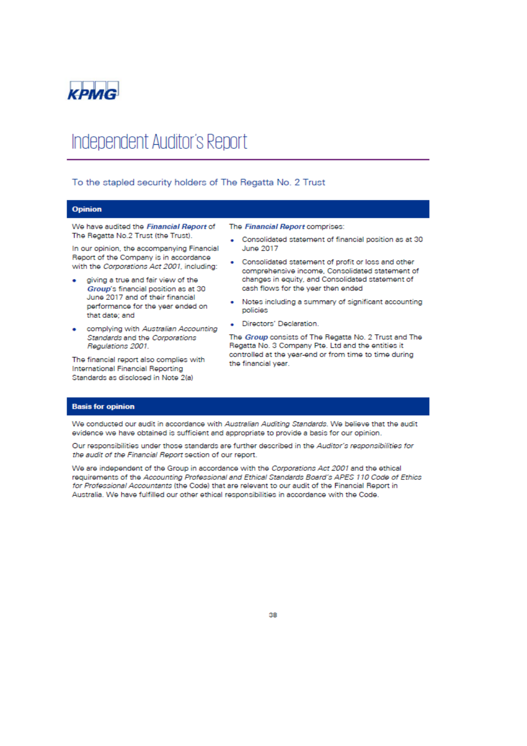KPMG

# Independent Auditor's Report

To the stapled security holders of The Regatta No. 2 Trust

## Opinion

We have audited the ***Financial Report*** of The Regatta No.2 Trust (the Trust).

In our opinion, the accompanying Financial Report of the Company is in accordance with the *Corporations Act 2001*, including:

- giving a true and fair view of the ***Group***'s financial position as at 30 June 2017 and of their financial performance for the year ended on that date; and
- complying with *Australian Accounting Standards* and the *Corporations Regulations 2001*.

The financial report also complies with International Financial Reporting Standards as disclosed in Note 2(a)

The ***Financial Report*** comprises:

- Consolidated statement of financial position as at 30 June 2017
- Consolidated statement of profit or loss and other comprehensive income, Consolidated statement of changes in equity, and Consolidated statement of cash flows for the year then ended
- Notes including a summary of significant accounting policies
- Directors' Declaration.

The ***Group*** consists of The Regatta No. 2 Trust and The Regatta No. 3 Company Pte. Ltd and the entities it controlled at the year-end or from time to time during the financial year.

## Basis for opinion

We conducted our audit in accordance with *Australian Auditing Standards*. We believe that the audit evidence we have obtained is sufficient and appropriate to provide a basis for our opinion.

Our responsibilities under those standards are further described in the *Auditor's responsibilities for the audit of the Financial Report* section of our report.

We are independent of the Group in accordance with the *Corporations Act 2001* and the ethical requirements of the *Accounting Professional and Ethical Standards Board's APES 110 Code of Ethics for Professional Accountants* (the Code) that are relevant to our audit of the Financial Report in Australia. We have fulfilled our other ethical responsibilities in accordance with the Code.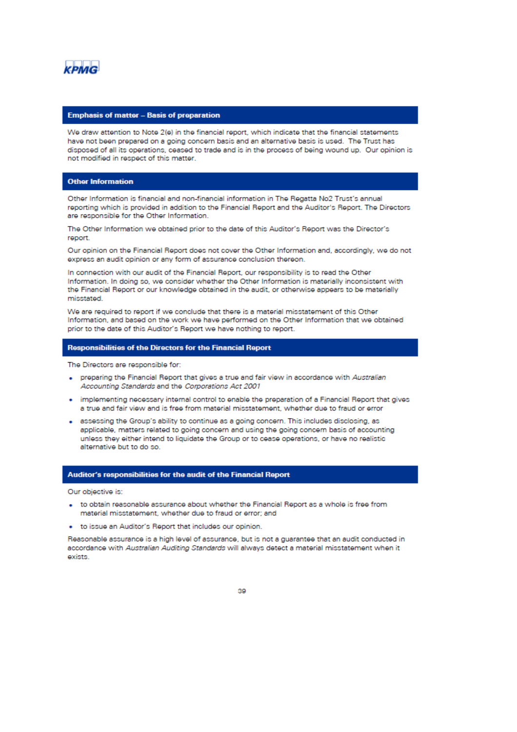## Emphasis of matter – Basis of preparation

We draw attention to Note 2(e) in the financial report, which indicate that the financial statements have not been prepared on a going concern basis and an alternative basis is used. The Trust has disposed of all its operations, ceased to trade and is in the process of being wound up. Our opinion is not modified in respect of this matter.

## Other Information

Other Information is financial and non-financial information in The Regatta No2 Trust's annual reporting which is provided in addition to the Financial Report and the Auditor's Report. The Directors are responsible for the Other Information.

The Other Information we obtained prior to the date of this Auditor's Report was the Director's report.

Our opinion on the Financial Report does not cover the Other Information and, accordingly, we do not express an audit opinion or any form of assurance conclusion thereon.

In connection with our audit of the Financial Report, our responsibility is to read the Other Information. In doing so, we consider whether the Other Information is materially inconsistent with the Financial Report or our knowledge obtained in the audit, or otherwise appears to be materially misstated.

We are required to report if we conclude that there is a material misstatement of this Other Information, and based on the work we have performed on the Other Information that we obtained prior to the date of this Auditor's Report we have nothing to report.

## Responsibilities of the Directors for the Financial Report

The Directors are responsible for:

- preparing the Financial Report that gives a true and fair view in accordance with *Australian Accounting Standards* and the *Corporations Act 2001*
- implementing necessary internal control to enable the preparation of a Financial Report that gives a true and fair view and is free from material misstatement, whether due to fraud or error
- assessing the Group's ability to continue as a going concern. This includes disclosing, as applicable, matters related to going concern and using the going concern basis of accounting unless they either intend to liquidate the Group or to cease operations, or have no realistic alternative but to do so.

## Auditor's responsibilities for the audit of the Financial Report

Our objective is:

- to obtain reasonable assurance about whether the Financial Report as a whole is free from material misstatement, whether due to fraud or error; and
- to issue an Auditor's Report that includes our opinion.

Reasonable assurance is a high level of assurance, but is not a guarantee that an audit conducted in accordance with *Australian Auditing Standards* will always detect a material misstatement when it exists.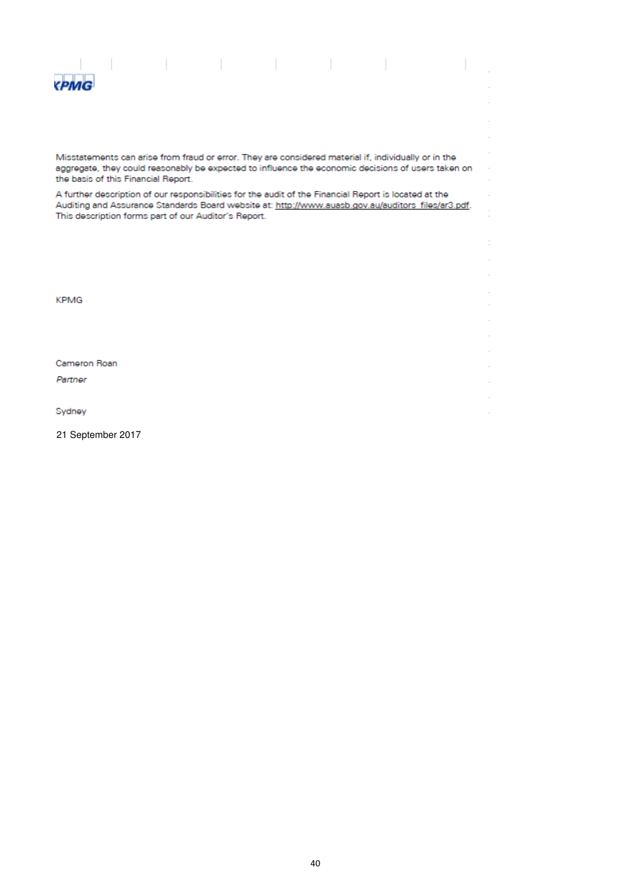Misstatements can arise from fraud or error. They are considered material if, individually or in the aggregate, they could reasonably be expected to influence the economic decisions of users taken on the basis of this Financial Report.

A further description of our responsibilities for the audit of the Financial Report is located at the Auditing and Assurance Standards Board website at: http://www.auasb.gov.au/auditors_files/ar3.pdf. This description forms part of our Auditor's Report.

KPMG

Cameron Roan

*Partner*

Sydney

21 September 2017